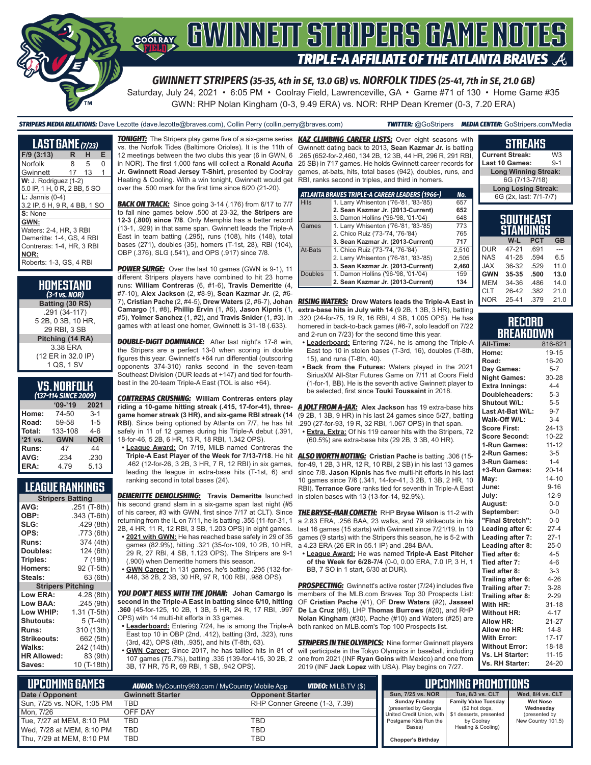# GWINNETT STRIPERS GAME NOTES

## TRIPLE-A AFFILIATE OF THE ATLANTA BRAVES

### GWINNETT STRIPERS (35-35, 4th in SE, 13.0 GB) vs. NORFOLK TIDES (25-41, 7th in SE, 21.0 GB)

Saturday, July 24, 2021 • 6:05 PM • Coolray Field, Lawrenceville, GA • Game #71 of 130 • Home Game #35

GWN: RHP Nolan Kingham (0-3, 9.49 ERA) vs. NOR: RHP Dean Kremer (0-3, 7.20 ERA)

***STRIPERS MEDIA RELATIONS:*** Dave Lezotte (dave.lezotte@braves.com), Collin Perry (collin.perry@braves.com) ***TWITTER:*** @GoStripers ***MEDIA CENTER:*** GoStripers.com/Media

## LAST GAME (7/23)

| F/9 (3:13) | R | H | E |
|---|---|---|---|
| Norfolk | 8 | 5 | 0 |
| Gwinnett | 17 | 13 | 1 |

**W:** J. Rodriguez (1-2)
5.0 IP, 1 H, 0 R, 2 BB, 5 SO

**L:** Jannis (0-4)
3.2 IP, 5 H, 9 R, 4 BB, 1 SO

**S:** None

**GWN:**
Waters: 2-4, HR, 3 RBI
Demeritte: 1-4, GS, 4 RBI
Contreras: 1-4, HR, 3 RBI

**NOR:**
Roberts: 1-3, GS, 4 RBI

## HOMESTAND
*(3-1 vs. NOR)*

**Batting (30 RS)**
.291 (34-117)
5 2B, 0 3B, 10 HR,
29 RBI, 3 SB

**Pitching (14 RA)**
3.38 ERA
(12 ER in 32.0 IP)
1 QS, 1 SV

## VS. NORFOLK
*(137-114 SINCE 2009)*

| | '09-'19 | 2021 |
|---|---|---|
| **Home:** | 74-50 | 3-1 |
| **Road:** | 59-58 | 1-5 |
| **Total:** | 133-108 | 4-6 |
| **'21 vs.** | **GWN** | **NOR** |
| **Runs:** | 47 | 44 |
| **AVG:** | .234 | .230 |
| **ERA:** | 4.79 | 5.13 |

## LEAGUE RANKINGS

| **Stripers Batting** | |
|---|---|
| **AVG:** | .251 (T-8th) |
| **OBP:** | .343 (T-6th) |
| **SLG:** | .429 (8th) |
| **OPS:** | .773 (6th) |
| **Runs:** | 374 (4th) |
| **Doubles:** | 124 (6th) |
| **Triples:** | 7 (19th) |
| **Homers:** | 92 (T-5th) |
| **Steals:** | 63 (6th) |
| **Stripers Pitching** | |
| **Low ERA:** | 4.28 (8th) |
| **Low BAA:** | .245 (9th) |
| **Low WHIP:** | 1.31 (T-5th) |
| **Shutouts:** | 5 (T-4th) |
| **Runs:** | 310 (13th) |
| **Strikeouts:** | 662 (5th) |
| **Walks:** | 242 (14th) |
| **HR Allowed:** | 83 (9th) |
| **Saves:** | 10 (T-18th) |

***TONIGHT:*** The Stripers play game five of a six-game series vs. the Norfolk Tides (Baltimore Orioles). It is the 11th of 12 meetings between the two clubs this year (6 in GWN, 6 in NOR). The first 1,000 fans will collect a **Ronald Acuña Jr. Gwinnett Road Jersey T-Shirt**, presented by Coolray Heating & Cooling. With a win tonight, Gwinnett would get over the .500 mark for the first time since 6/20 (21-20).

***BACK ON TRACK:*** Since going 3-14 (.176) from 6/17 to 7/7 to fall nine games below .500 at 23-32, **the Stripers are 12-3 (.800) since 7/8**. Only Memphis has a better record (13-1, .929) in that same span. Gwinnett leads the Triple-A East in team batting (.295), runs (108), hits (148), total bases (271), doubles (35), homers (T-1st, 28), RBI (104), OBP (.376), SLG (.541), and OPS (.917) since 7/8.

***POWER SURGE:*** Over the last 10 games (GWN is 9-1), 11 different Stripers players have combined to hit 23 home runs: **William Contreras** (6, #1-6), **Travis Demeritte** (4, #7-10), **Alex Jackson** (2, #8-9), **Sean Kazmar Jr.** (2, #6-7), **Cristian Pache** (2, #4-5), **Drew Waters** (2, #6-7), **Johan Camargo** (1, #8), **Phillip Ervin** (1, #6), **Jason Kipnis** (1, #5), **Yolmer Sanchez** (1, #2), and **Travis Snider** (1, #3). In games with at least one homer, Gwinnett is 31-18 (.633).

***DOUBLE-DIGIT DOMINANCE:*** After last night's 17-8 win, the Stripers are a perfect 13-0 when scoring in double figures this year. Gwinnett's +64 run differential (outscoring opponents 374-310) ranks second in the seven-team Southeast Division (DUR leads at +147) and tied for fourth-best in the 20-team Triple-A East (TOL is also +64).

***CONTRERAS CRUSHING:*** **William Contreras enters play riding a 10-game hitting streak (.415, 17-for-41), three-game homer streak (3 HR), and six-game RBI streak (14 RBI)**. Since being optioned by Atlanta on 7/7, he has hit safely in 11 of 12 games during his Triple-A debut (.391, 18-for-46, 5 2B, 6 HR, 13 R, 18 RBI, 1.342 OPS).

- **League Award:** On 7/19, MiLB named Contreras the **Triple-A East Player of the Week for 7/13-7/18**. He hit .462 (12-for-26, 3 2B, 3 HR, 7 R, 12 RBI) in six games, leading the league in extra-base hits (T-1st, 6) and ranking second in total bases (24).

***DEMERITTE DEMOLISHING:*** **Travis Demeritte** launched his second grand slam in a six-game span last night (#5 of his career, #3 with GWN, first since 7/17 at CLT). Since returning from the IL on 7/11, he is batting .355 (11-for-31, 1 2B, 4 HR, 11 R, 12 RBI, 3 SB, 1.203 OPS) in eight games.

- **2021 with GWN:** He has reached base safely in 29 of 35 games (82.9%), hitting .321 (35-for-109, 10 2B, 10 HR, 29 R, 27 RBI, 4 SB, 1.123 OPS). The Stripers are 9-1 (.900) when Demeritte homers this season.
- **GWN Career:** In 131 games, he's batting .295 (132-for-448, 38 2B, 2 3B, 30 HR, 97 R, 100 RBI, .988 OPS).

***YOU DON'T MESS WITH THE JOHAN:*** **Johan Camargo is second in the Triple-A East in batting since 6/10, hitting .360** (45-for-125, 10 2B, 1 3B, 5 HR, 24 R, 17 RBI, .997 OPS) with 14 multi-hit efforts in 33 games.

- **Leaderboard:** Entering 7/24, he is among the Triple-A East top 10 in OBP (2nd, .412), batting (3rd, .323), runs (3rd, 42), OPS (8th, .935), and hits (T-8th, 63).
- **GWN Career:** Since 2017, he has tallied hits in 81 of 107 games (75.7%), batting .335 (139-for-415, 30 2B, 2 3B, 17 HR, 75 R, 69 RBI, 1 SB, .942 OPS).

***KAZ CLIMBING CAREER LISTS:*** Over eight seasons with Gwinnett dating back to 2013, **Sean Kazmar Jr.** is batting .265 (652-for-2,460, 134 2B, 12 3B, 44 HR, 296 R, 291 RBI, 25 SB) in 717 games. He holds Gwinnett career records for games, at-bats, hits, total bases (942), doubles, runs, and RBI, ranks second in triples, and third in homers.

| ATLANTA BRAVES TRIPLE-A CAREER LEADERS (1966-) | | No. |
|---|---|---|
| Hits | 1. Larry Whisenton ('76-'81, '83-'85) | 657 |
| | **2. Sean Kazmar Jr. (2013-Current)** | **652** |
| | 3. Damon Hollins ('96-'98, '01-'04) | 648 |
| Games | 1. Larry Whisenton ('76-'81, '83-'85) | 773 |
| | 2. Chico Ruiz ('73-'74, '76-'84) | 765 |
| | **3. Sean Kazmar Jr. (2013-Current)** | **717** |
| At-Bats | 1. Chico Ruiz ('73-'74, '76-'84) | 2,510 |
| | 2. Larry Whisenton ('76-'81, '83-'85) | 2,505 |
| | **3. Sean Kazmar Jr. (2013-Current)** | **2,460** |
| Doubles | 1. Damon Hollins ('96-'98, '01-'04) | 159 |
| | **2. Sean Kazmar Jr. (2013-Current)** | **134** |

***RISING WATERS:*** **Drew Waters leads the Triple-A East in extra-base hits in July with 14** (9 2B, 1 3B, 3 HR), batting .320 (24-for-75, 19 R, 16 RBI, 4 SB, 1.005 OPS). He has homered in back-to-back games (#6-7, solo leadoff on 7/22 and 2-run on 7/23) for the second time this year.

- **Leaderboard:** Entering 7/24, he is among the Triple-A East top 10 in stolen bases (T-3rd, 16), doubles (T-8th, 15), and runs (T-8th, 40).
- **Back from the Futures:** Waters played in the 2021 SiriusXM All-Star Futures Game on 7/11 at Coors Field (1-for-1, BB). He is the seventh active Gwinnett player to be selected, first since **Touki Toussaint** in 2018.

***A JOLT FROM A-JAX:*** **Alex Jackson** has 19 extra-base hits (9 2B, 1 3B, 9 HR) in his last 24 games since 5/27, batting .290 (27-for-93, 19 R, 32 RBI, 1.067 OPS) in that span.

- **Extra, Extra:** Of his 119 career hits with the Stripers, 72 (60.5%) are extra-base hits (29 2B, 3 3B, 40 HR).

***ALSO WORTH NOTING:*** **Cristian Pache** is batting .306 (15-for-49, 1 2B, 3 HR, 12 R, 10 RBI, 2 SB) in his last 13 games since 7/8. **Jason Kipnis** has five multi-hit efforts in his last 10 games since 7/6 (.341, 14-for-41, 3 2B, 1 3B, 2 HR, 10 RBI). **Terrance Gore** ranks tied for seventh in Triple-A East in stolen bases with 13 (13-for-14, 92.9%).

***THE BRYSE-MAN COMETH:*** RHP **Bryse Wilson** is 11-2 with a 2.83 ERA, .256 BAA, 23 walks, and 79 strikeouts in his last 16 games (15 starts) with Gwinnett since 7/21/19. In 10 games (9 starts) with the Stripers this season, he is 5-2 with a 4.23 ERA (26 ER in 55.1 IP) and .284 BAA.

- **League Award:** He was named **Triple-A East Pitcher of the Week for 6/28-7/4** (0-0, 0.00 ERA, 7.0 IP, 3 H, 1 BB, 7 SO in 1 start, 6/30 at DUR).

***PROSPECTING:*** Gwinnett's active roster (7/24) includes five members of the MLB.com Braves Top 30 Prospects List: OF **Cristian Pache** (#1), OF **Drew Waters** (#2), **Jasseel De La Cruz** (#8), LHP **Thomas Burrows** (#20), and RHP **Nolan Kingham** (#30). Pache (#10) and Waters (#25) are both ranked on MLB.com's Top 100 Prospects list.

***STRIPERS IN THE OLYMPICS:*** Nine former Gwinnett players will participate in the Tokyo Olympics in baseball, including one from 2021 (INF **Ryan Goins** with Mexico) and one from 2019 (INF **Jack Lopez** with USA). Play begins on 7/27.

## STREAKS

| | |
|---|---|
| **Current Streak:** | W3 |
| **Last 10 Games:** | 9-1 |
| **Long Winning Streak:** | |
| 6G (7/13-7/18) | |
| **Long Losing Streak:** | |
| 6G (2x, last: 7/1-7/7) | |

## SOUTHEAST STANDINGS

| | W-L | PCT | GB |
|---|---|---|---|
| DUR | 47-21 | .691 | --- |
| NAS | 41-28 | .594 | 6.5 |
| JAX | 36-32 | .529 | 11.0 |
| **GWN** | **35-35** | **.500** | **13.0** |
| MEM | 34-36 | .486 | 14.0 |
| CLT | 26-42 | .382 | 21.0 |
| NOR | 25-41 | .379 | 21.0 |

## RECORD BREAKDOWN

| | |
|---|---|
| **All-Time:** | 816-821 |
| **Home:** | 19-15 |
| **Road:** | 16-20 |
| **Day Games:** | 5-7 |
| **Night Games:** | 30-28 |
| **Extra Innings:** | 4-4 |
| **Doubleheaders:** | 5-3 |
| **Shutout W/L:** | 5-5 |
| **Last At-Bat W/L:** | 9-7 |
| **Walk-Off W/L:** | 3-4 |
| **Score First:** | 24-13 |
| **Score Second:** | 10-22 |
| **1-Run Games:** | 11-12 |
| **2-Run Games:** | 3-5 |
| **3-Run Games:** | 1-4 |
| **+3-Run Games:** | 20-14 |
| **May:** | 14-10 |
| **June:** | 9-16 |
| **July:** | 12-9 |
| **August:** | 0-0 |
| **September:** | 0-0 |
| **"Final Stretch":** | 0-0 |
| **Leading after 6:** | 27-4 |
| **Leading after 7:** | 27-1 |
| **Leading after 8:** | 25-0 |
| **Tied after 6:** | 4-5 |
| **Tied after 7:** | 4-6 |
| **Tied after 8:** | 3-3 |
| **Trailing after 6:** | 4-26 |
| **Trailing after 7:** | 3-28 |
| **Trailing after 8:** | 2-29 |
| **With HR:** | 31-18 |
| **Without HR:** | 4-17 |
| **Allow HR:** | 21-27 |
| **Allow no HR:** | 14-8 |
| **With Error:** | 17-17 |
| **Without Error:** | 18-18 |
| **Vs. LH Starter:** | 11-15 |
| **Vs. RH Starter:** | 24-20 |

## UPCOMING GAMES

***AUDIO:*** MyCountry993.com / MyCountry Mobile App ***VIDEO:*** MiLB.TV ($)

| Date / Opponent | Gwinnett Starter | Opponent Starter |
|---|---|---|
| Sun, 7/25 vs. NOR, 1:05 PM | TBD | RHP Conner Greene (1-3, 7.39) |
| Mon, 7/26 | OFF DAY | |
| Tue, 7/27 at MEM, 8:10 PM | TBD | TBD |
| Wed, 7/28 at MEM, 8:10 PM | TBD | TBD |
| Thu, 7/29 at MEM, 8:10 PM | TBD | TBD |

## UPCOMING PROMOTIONS

| Sun, 7/25 vs. NOR | Tue, 8/3 vs. CLT | Wed, 8/4 vs. CLT |
|---|---|---|
| **Sunday Funday** (presented by Georgia United Credit Union, with Postgame Kids Run the Bases) **Chopper's Birthday** | **Family Value Tuesday** ($2 hot dogs, $1 desserts, presented by Coolray Heating & Cooling) | **Wet Nose Wednesday** (presented by New Country 101.5) |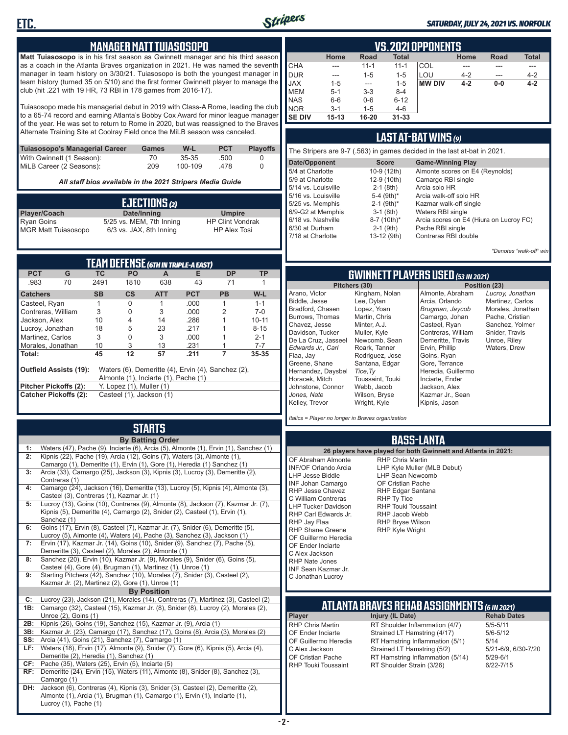## MANAGER MATT TUIASOSOPO

**Matt Tuiasosopo** is in his first season as Gwinnett manager and his third season as a coach in the Atlanta Braves organization in 2021. He was named the seventh manager in team history on 3/30/21. Tuiasosopo is both the youngest manager in team history (turned 35 on 5/10) and the first former Gwinnett player to manage the club (hit .221 with 19 HR, 73 RBI in 178 games from 2016-17).

Tuiasosopo made his managerial debut in 2019 with Class-A Rome, leading the club to a 65-74 record and earning Atlanta's Bobby Cox Award for minor league manager of the year. He was set to return to Rome in 2020, but was reassigned to the Braves Alternate Training Site at Coolray Field once the MiLB season was canceled.

| Tuiasosopo's Managerial Career | Games | W-L | PCT | Playoffs |
|---|---|---|---|---|
| With Gwinnett (1 Season): | 70 | 35-35 | .500 | 0 |
| MiLB Career (2 Seasons): | 209 | 100-109 | .478 | 0 |

*All staff bios available in the 2021 Stripers Media Guide*

## EJECTIONS (2)

| Player/Coach | Date/Inning | Umpire |
|---|---|---|
| Ryan Goins | 5/25 vs. MEM, 7th Inning | HP Clint Vondrak |
| MGR Matt Tuiasosopo | 6/3 vs. JAX, 8th Inning | HP Alex Tosi |

## TEAM DEFENSE (6TH IN TRIPLE-A EAST)

| PCT | G | TC | PO | A | E | DP | TP |
|---|---|---|---|---|---|---|---|
| .983 | 70 | 2491 | 1810 | 638 | 43 | 71 | 1 |

| Catchers | SB | CS | ATT | PCT | PB | W-L |
|---|---|---|---|---|---|---|
| Casteel, Ryan | 1 | 0 | 1 | .000 | 1 | 1-1 |
| Contreras, William | 3 | 0 | 3 | .000 | 2 | 7-0 |
| Jackson, Alex | 10 | 4 | 14 | .286 | 1 | 10-11 |
| Lucroy, Jonathan | 18 | 5 | 23 | .217 | 1 | 8-15 |
| Martinez, Carlos | 3 | 0 | 3 | .000 | 1 | 2-1 |
| Morales, Jonathan | 10 | 3 | 13 | .231 | 1 | 7-7 |
| **Total:** | **45** | **12** | **57** | **.211** | **7** | **35-35** |

**Outfield Assists (19):** Waters (6), Demeritte (4), Ervin (4), Sanchez (2), Almonte (1), Inciarte (1), Pache (1)

**Pitcher Pickoffs (2):** Y. Lopez (1), Muller (1)

**Catcher Pickoffs (2):** Casteel (1), Jackson (1)

## STARTS

**By Batting Order**

| | |
|---|---|
| 1: | Waters (47), Pache (9), Inciarte (6), Arcia (5), Almonte (1), Ervin (1), Sanchez (1) |
| 2: | Kipnis (22), Pache (19), Arcia (12), Goins (7), Waters (3), Almonte (1), Camargo (1), Demeritte (1), Ervin (1), Gore (1), Heredia (1) Sanchez (1) |
| 3: | Arcia (33), Camargo (25), Jackson (3), Kipnis (3), Lucroy (3), Demeritte (2), Contreras (1) |
| 4: | Camargo (24), Jackson (16), Demeritte (13), Lucroy (5), Kipnis (4), Almonte (3), Casteel (3), Contreras (1), Kazmar Jr. (1) |
| 5: | Lucroy (13), Goins (10), Contreras (9), Almonte (8), Jackson (7), Kazmar Jr. (7), Kipnis (5), Demeritte (4), Camargo (2), Snider (2), Casteel (1), Ervin (1), Sanchez (1) |
| 6: | Goins (17), Ervin (8), Casteel (7), Kazmar Jr. (7), Snider (6), Demeritte (5), Lucroy (5), Almonte (4), Waters (4), Pache (3), Sanchez (3), Jackson (1) |
| 7: | Ervin (17), Kazmar Jr. (14), Goins (10), Snider (9), Sanchez (7), Pache (5), Demeritte (3), Casteel (2), Morales (2), Almonte (1) |
| 8: | Sanchez (20), Ervin (10), Kazmar Jr. (9), Morales (9), Snider (6), Goins (5), Casteel (4), Gore (4), Brugman (1), Martinez (1), Unroe (1) |
| 9: | Starting Pitchers (42), Sanchez (10), Morales (7), Snider (3), Casteel (2), Kazmar Jr. (2), Martinez (2), Gore (1), Unroe (1) |

**By Position**

| | |
|---|---|
| C: | Lucroy (23), Jackson (21), Morales (14), Contreras (7), Martinez (3), Casteel (2) |
| 1B: | Camargo (32), Casteel (15), Kazmar Jr. (8), Snider (8), Lucroy (2), Morales (2), Unroe (2), Goins (1) |
| 2B: | Kipnis (26), Goins (19), Sanchez (15), Kazmar Jr. (9), Arcia (1) |
| 3B: | Kazmar Jr. (23), Camargo (17), Sanchez (17), Goins (8), Arcia (3), Morales (2) |
| SS: | Arcia (41), Goins (21), Sanchez (7), Camargo (1) |
| LF: | Waters (18), Ervin (17), Almonte (9), Snider (7), Gore (6), Kipnis (5), Arcia (4), Demeritte (2), Heredia (1), Sanchez (1) |
| CF: | Pache (35), Waters (25), Ervin (5), Inciarte (5) |
| RF: | Demeritte (24), Ervin (15), Waters (11), Almonte (8), Snider (8), Sanchez (3), Camargo (1) |
| DH: | Jackson (6), Contreras (4), Kipnis (3), Snider (3), Casteel (2), Demeritte (2), Almonte (1), Arcia (1), Brugman (1), Camargo (1), Ervin (1), Inciarte (1), Lucroy (1), Pache (1) |

## VS. 2021 OPPONENTS

| | Home | Road | Total | | Home | Road | Total |
|---|---|---|---|---|---|---|---|
| CHA | --- | 11-1 | 11-1 | COL | --- | --- | --- |
| DUR | --- | 1-5 | 1-5 | LOU | 4-2 | --- | 4-2 |
| JAX | 1-5 | --- | 1-5 | **MW DIV** | **4-2** | **0-0** | **4-2** |
| MEM | 5-1 | 3-3 | 8-4 | | | | |
| NAS | 6-6 | 0-6 | 6-12 | | | | |
| NOR | 3-1 | 1-5 | 4-6 | | | | |
| **SE DIV** | **15-13** | **16-20** | **31-33** | | | | |

## LAST AT-BAT WINS (9)

The Stripers are 9-7 (.563) in games decided in the last at-bat in 2021.

| Date/Opponent | Score | Game-Winning Play |
|---|---|---|
| 5/4 at Charlotte | 10-9 (12th) | Almonte scores on E4 (Reynolds) |
| 5/9 at Charlotte | 12-9 (10th) | Camargo RBI single |
| 5/14 vs. Louisville | 2-1 (8th) | Arcia solo HR |
| 5/16 vs. Louisville | 5-4 (9th)* | Arcia walk-off solo HR |
| 5/25 vs. Memphis | 2-1 (9th)* | Kazmar walk-off single |
| 6/9-G2 at Memphis | 3-1 (8th) | Waters RBI single |
| 6/18 vs. Nashville | 8-7 (10th)* | Arcia scores on E4 (Hiura on Lucroy FC) |
| 6/30 at Durham | 2-1 (9th) | Pache RBI single |
| 7/18 at Charlotte | 13-12 (9th) | Contreras RBI double |

*\*Denotes "walk-off" win*

## GWINNETT PLAYERS USED (53 IN 2021)

| Pitchers (30) | | Position (23) | |
|---|---|---|---|
| Arano, Victor | Kingham, Nolan | Almonte, Abraham | *Lucroy, Jonathan* |
| Biddle, Jesse | Lee, Dylan | Arcia, Orlando | Martinez, Carlos |
| Bradford, Chasen | Lopez, Yoan | *Brugman, Jaycob* | Morales, Jonathan |
| Burrows, Thomas | Martin, Chris | Camargo, Johan | Pache, Cristian |
| Chavez, Jesse | Minter, A.J. | Casteel, Ryan | Sanchez, Yolmer |
| Davidson, Tucker | Muller, Kyle | Contreras, William | Snider, Travis |
| De La Cruz, Jasseel | Newcomb, Sean | Demeritte, Travis | Unroe, Riley |
| *Edwards Jr., Carl* | Roark, Tanner | Ervin, Phillip | Waters, Drew |
| Flaa, Jay | Rodriguez, Jose | Goins, Ryan | |
| Greene, Shane | Santana, Edgar | Gore, Terrance | |
| Hernandez, Daysbel | *Tice, Ty* | Heredia, Guillermo | |
| Horacek, Mitch | Toussaint, Touki | Inciarte, Ender | |
| Johnstone, Connor | Webb, Jacob | Jackson, Alex | |
| *Jones, Nate* | Wilson, Bryse | Kazmar Jr., Sean | |
| Kelley, Trevor | Wright, Kyle | Kipnis, Jason | |

*Italics = Player no longer in Braves organization*

## BASS-LANTA

**26 players have played for both Gwinnett and Atlanta in 2021:**

- OF Abraham Almonte
- INF/OF Orlando Arcia
- LHP Jesse Biddle
- INF Johan Camargo
- RHP Jesse Chavez
- C William Contreras
- LHP Tucker Davidson
- RHP Carl Edwards Jr.
- RHP Jay Flaa
- RHP Shane Greene
- OF Guillermo Heredia
- OF Ender Inciarte
- C Alex Jackson
- RHP Nate Jones
- INF Sean Kazmar Jr.
- C Jonathan Lucroy
- RHP Chris Martin
- LHP Kyle Muller (MLB Debut)
- LHP Sean Newcomb
- OF Cristian Pache
- RHP Edgar Santana
- RHP Ty Tice
- RHP Touki Toussaint
- RHP Jacob Webb
- RHP Bryse Wilson
- RHP Kyle Wright

## ATLANTA BRAVES REHAB ASSIGNMENTS (6 IN 2021)

| Player | Injury (IL Date) | Rehab Dates |
|---|---|---|
| RHP Chris Martin | RT Shoulder Inflammation (4/7) | 5/5-5/11 |
| OF Ender Inciarte | Strained LT Hamstring (4/17) | 5/6-5/12 |
| OF Guillermo Heredia | RT Hamstring Inflammation (5/1) | 5/14 |
| C Alex Jackson | Strained LT Hamstring (5/2) | 5/21-6/9, 6/30-7/20 |
| OF Cristian Pache | RT Hamstring Inflammation (5/14) | 5/29-6/1 |
| RHP Touki Toussaint | RT Shoulder Strain (3/26) | 6/22-7/15 |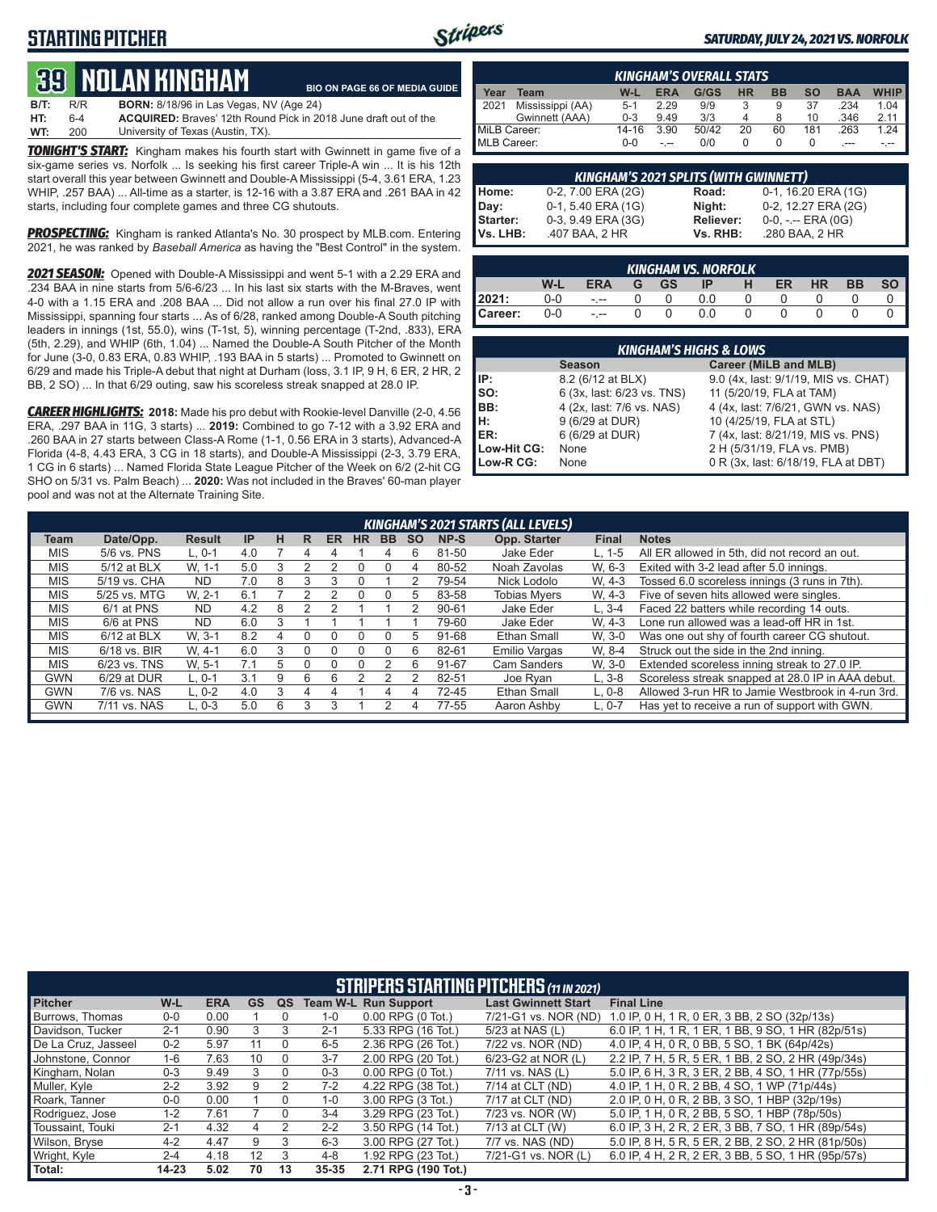# STARTING PITCHER

**SATURDAY, JULY 24, 2021 VS. NORFOLK**

## 39 NOLAN KINGHAM

BIO ON PAGE 66 OF MEDIA GUIDE

**B/T:** R/R **BORN:** 8/18/96 in Las Vegas, NV (Age 24)
**HT:** 6-4 **ACQUIRED:** Braves' 12th Round Pick in 2018 June draft out of the
**WT:** 200 University of Texas (Austin, TX).

***TONIGHT'S START:*** Kingham makes his fourth start with Gwinnett in game five of a six-game series vs. Norfolk ... Is seeking his first career Triple-A win ... It is his 12th start overall this year between Gwinnett and Double-A Mississippi (5-4, 3.61 ERA, 1.23 WHIP, .257 BAA) ... All-time as a starter, is 12-16 with a 3.87 ERA and .261 BAA in 42 starts, including four complete games and three CG shutouts.

***PROSPECTING:*** Kingham is ranked Atlanta's No. 30 prospect by MLB.com. Entering 2021, he was ranked by *Baseball America* as having the "Best Control" in the system.

***2021 SEASON:*** Opened with Double-A Mississippi and went 5-1 with a 2.29 ERA and .234 BAA in nine starts from 5/6-6/23 ... In his last six starts with the M-Braves, went 4-0 with a 1.15 ERA and .208 BAA ... Did not allow a run over his final 27.0 IP with Mississippi, spanning four starts ... As of 6/28, ranked among Double-A South pitching leaders in innings (1st, 55.0), wins (T-1st, 5), winning percentage (T-2nd, .833), ERA (5th, 2.29), and WHIP (6th, 1.04) ... Named the Double-A South Pitcher of the Month for June (3-0, 0.83 ERA, 0.83 WHIP, .193 BAA in 5 starts) ... Promoted to Gwinnett on 6/29 and made his Triple-A debut that night at Durham (loss, 3.1 IP, 9 H, 6 ER, 2 HR, 2 BB, 2 SO) ... In that 6/29 outing, saw his scoreless streak snapped at 28.0 IP.

***CAREER HIGHLIGHTS:*** **2018:** Made his pro debut with Rookie-level Danville (2-0, 4.56 ERA, .297 BAA in 11G, 3 starts) ... **2019:** Combined to go 7-12 with a 3.92 ERA and .260 BAA in 27 starts between Class-A Rome (1-1, 0.56 ERA in 3 starts), Advanced-A Florida (4-8, 4.43 ERA, 3 CG in 18 starts), and Double-A Mississippi (2-3, 3.79 ERA, 1 CG in 6 starts) ... Named Florida State League Pitcher of the Week on 6/2 (2-hit CG SHO on 5/31 vs. Palm Beach) ... **2020:** Was not included in the Braves' 60-man player pool and was not at the Alternate Training Site.

### KINGHAM'S OVERALL STATS

| Year | Team | W-L | ERA | G/GS | HR | BB | SO | BAA | WHIP |
|---|---|---|---|---|---|---|---|---|---|
| 2021 | Mississippi (AA) | 5-1 | 2.29 | 9/9 | 3 | 9 | 37 | .234 | 1.04 |
| | Gwinnett (AAA) | 0-3 | 9.49 | 3/3 | 4 | 8 | 10 | .346 | 2.11 |
| MiLB Career: | | 14-16 | 3.90 | 50/42 | 20 | 60 | 181 | .263 | 1.24 |
| MLB Career: | | 0-0 | -.-- | 0/0 | 0 | 0 | 0 | .--- | -.-- |

### KINGHAM'S 2021 SPLITS (WITH GWINNETT)

| | | | |
|---|---|---|---|
| Home: | 0-2, 7.00 ERA (2G) | Road: | 0-1, 16.20 ERA (1G) |
| Day: | 0-1, 5.40 ERA (1G) | Night: | 0-2, 12.27 ERA (2G) |
| Starter: | 0-3, 9.49 ERA (3G) | Reliever: | 0-0, -.-- ERA (0G) |
| Vs. LHB: | .407 BAA, 2 HR | Vs. RHB: | .280 BAA, 2 HR |

### KINGHAM VS. NORFOLK

| | W-L | ERA | G | GS | IP | H | ER | HR | BB | SO |
|---|---|---|---|---|---|---|---|---|---|---|
| 2021: | 0-0 | -.-- | 0 | 0 | 0.0 | 0 | 0 | 0 | 0 | 0 |
| Career: | 0-0 | -.-- | 0 | 0 | 0.0 | 0 | 0 | 0 | 0 | 0 |

### KINGHAM'S HIGHS & LOWS

| | Season | Career (MiLB and MLB) |
|---|---|---|
| IP: | 8.2 (6/12 at BLX) | 9.0 (4x, last: 9/1/19, MIS vs. CHAT) |
| SO: | 6 (3x, last: 6/23 vs. TNS) | 11 (5/20/19, FLA at TAM) |
| BB: | 4 (2x, last: 7/6 vs. NAS) | 4 (4x, last: 7/6/21, GWN vs. NAS) |
| H: | 9 (6/29 at DUR) | 10 (4/25/19, FLA at STL) |
| ER: | 6 (6/29 at DUR) | 7 (4x, last: 8/21/19, MIS vs. PNS) |
| Low-Hit CG: | None | 2 H (5/31/19, FLA vs. PMB) |
| Low-R CG: | None | 0 R (3x, last: 6/18/19, FLA at DBT) |

### KINGHAM'S 2021 STARTS (ALL LEVELS)

| Team | Date/Opp. | Result | IP | H | R | ER | HR | BB | SO | NP-S | Opp. Starter | Final | Notes |
|---|---|---|---|---|---|---|---|---|---|---|---|---|---|
| MIS | 5/6 vs. PNS | L, 0-1 | 4.0 | 7 | 4 | 4 | 1 | 4 | 6 | 81-50 | Jake Eder | L, 1-5 | All ER allowed in 5th, did not record an out. |
| MIS | 5/12 at BLX | W, 1-1 | 5.0 | 3 | 2 | 2 | 0 | 0 | 4 | 80-52 | Noah Zavolas | W, 6-3 | Exited with 3-2 lead after 5.0 innings. |
| MIS | 5/19 vs. CHA | ND | 7.0 | 8 | 3 | 3 | 0 | 1 | 2 | 79-54 | Nick Lodolo | W, 4-3 | Tossed 6.0 scoreless innings (3 runs in 7th). |
| MIS | 5/25 vs. MTG | W, 2-1 | 6.1 | 7 | 2 | 2 | 0 | 0 | 5 | 83-58 | Tobias Myers | W, 4-3 | Five of seven hits allowed were singles. |
| MIS | 6/1 at PNS | ND | 4.2 | 8 | 2 | 2 | 1 | 1 | 2 | 90-61 | Jake Eder | L, 3-4 | Faced 22 batters while recording 14 outs. |
| MIS | 6/6 at PNS | ND | 6.0 | 3 | 1 | 1 | 1 | 1 | 1 | 79-60 | Jake Eder | W, 4-3 | Lone run allowed was a lead-off HR in 1st. |
| MIS | 6/12 at BLX | W, 3-1 | 8.2 | 4 | 0 | 0 | 0 | 0 | 5 | 91-68 | Ethan Small | W, 3-0 | Was one out shy of fourth career CG shutout. |
| MIS | 6/18 vs. BIR | W, 4-1 | 6.0 | 3 | 0 | 0 | 0 | 0 | 6 | 82-61 | Emilio Vargas | W, 8-4 | Struck out the side in the 2nd inning. |
| MIS | 6/23 vs. TNS | W, 5-1 | 7.1 | 5 | 0 | 0 | 0 | 2 | 6 | 91-67 | Cam Sanders | W, 3-0 | Extended scoreless inning streak to 27.0 IP. |
| GWN | 6/29 at DUR | L, 0-1 | 3.1 | 9 | 6 | 6 | 2 | 2 | 2 | 82-51 | Joe Ryan | L, 3-8 | Scoreless streak snapped at 28.0 IP in AAA debut. |
| GWN | 7/6 vs. NAS | L, 0-2 | 4.0 | 3 | 4 | 4 | 1 | 4 | 4 | 72-45 | Ethan Small | L, 0-8 | Allowed 3-run HR to Jamie Westbrook in 4-run 3rd. |
| GWN | 7/11 vs. NAS | L, 0-3 | 5.0 | 6 | 3 | 3 | 1 | 2 | 4 | 77-55 | Aaron Ashby | L, 0-7 | Has yet to receive a run of support with GWN. |

### STRIPERS STARTING PITCHERS (11 IN 2021)

| Pitcher | W-L | ERA | GS | QS | Team W-L | Run Support | Last Gwinnett Start | Final Line |
|---|---|---|---|---|---|---|---|---|
| Burrows, Thomas | 0-0 | 0.00 | 1 | 0 | 1-0 | 0.00 RPG (0 Tot.) | 7/21-G1 vs. NOR (ND) | 1.0 IP, 0 H, 1 R, 0 ER, 3 BB, 2 SO (32p/13s) |
| Davidson, Tucker | 2-1 | 0.90 | 3 | 3 | 2-1 | 5.33 RPG (16 Tot.) | 5/23 at NAS (L) | 6.0 IP, 1 H, 1 R, 1 ER, 1 BB, 9 SO, 1 HR (82p/51s) |
| De La Cruz, Jasseel | 0-2 | 5.97 | 11 | 0 | 6-5 | 2.36 RPG (26 Tot.) | 7/22 vs. NOR (ND) | 4.0 IP, 4 H, 0 R, 0 BB, 5 SO, 1 BK (64p/42s) |
| Johnstone, Connor | 1-6 | 7.63 | 10 | 0 | 3-7 | 2.00 RPG (20 Tot.) | 6/23-G2 at NOR (L) | 2.2 IP, 7 H, 5 R, 5 ER, 1 BB, 2 SO, 2 HR (49p/34s) |
| Kingham, Nolan | 0-3 | 9.49 | 3 | 0 | 0-3 | 0.00 RPG (0 Tot.) | 7/11 vs. NAS (L) | 5.0 IP, 6 H, 3 R, 3 ER, 2 BB, 4 SO, 1 HR (77p/55s) |
| Muller, Kyle | 2-2 | 3.92 | 9 | 2 | 7-2 | 4.22 RPG (38 Tot.) | 7/14 at CLT (ND) | 4.0 IP, 1 H, 0 R, 2 BB, 4 SO, 1 WP (71p/44s) |
| Roark, Tanner | 0-0 | 0.00 | 1 | 0 | 1-0 | 3.00 RPG (3 Tot.) | 7/17 at CLT (ND) | 2.0 IP, 0 H, 0 R, 2 BB, 3 SO, 1 HBP (32p/19s) |
| Rodriguez, Jose | 1-2 | 7.61 | 7 | 0 | 3-4 | 3.29 RPG (23 Tot.) | 7/23 vs. NOR (W) | 5.0 IP, 1 H, 0 R, 2 BB, 5 SO, 1 HBP (78p/50s) |
| Toussaint, Touki | 2-1 | 4.32 | 4 | 2 | 2-2 | 3.50 RPG (14 Tot.) | 7/13 at CLT (W) | 6.0 IP, 3 H, 2 R, 2 ER, 3 BB, 7 SO, 1 HR (89p/54s) |
| Wilson, Bryse | 4-2 | 4.47 | 9 | 3 | 6-3 | 3.00 RPG (27 Tot.) | 7/7 vs. NAS (ND) | 5.0 IP, 8 H, 5 R, 5 ER, 2 BB, 2 SO, 2 HR (81p/50s) |
| Wright, Kyle | 2-4 | 4.18 | 12 | 3 | 4-8 | 1.92 RPG (23 Tot.) | 7/21-G1 vs. NOR (L) | 6.0 IP, 4 H, 2 R, 2 ER, 3 BB, 5 SO, 1 HR (95p/57s) |
| **Total:** | **14-23** | **5.02** | **70** | **13** | **35-35** | **2.71 RPG (190 Tot.)** | | |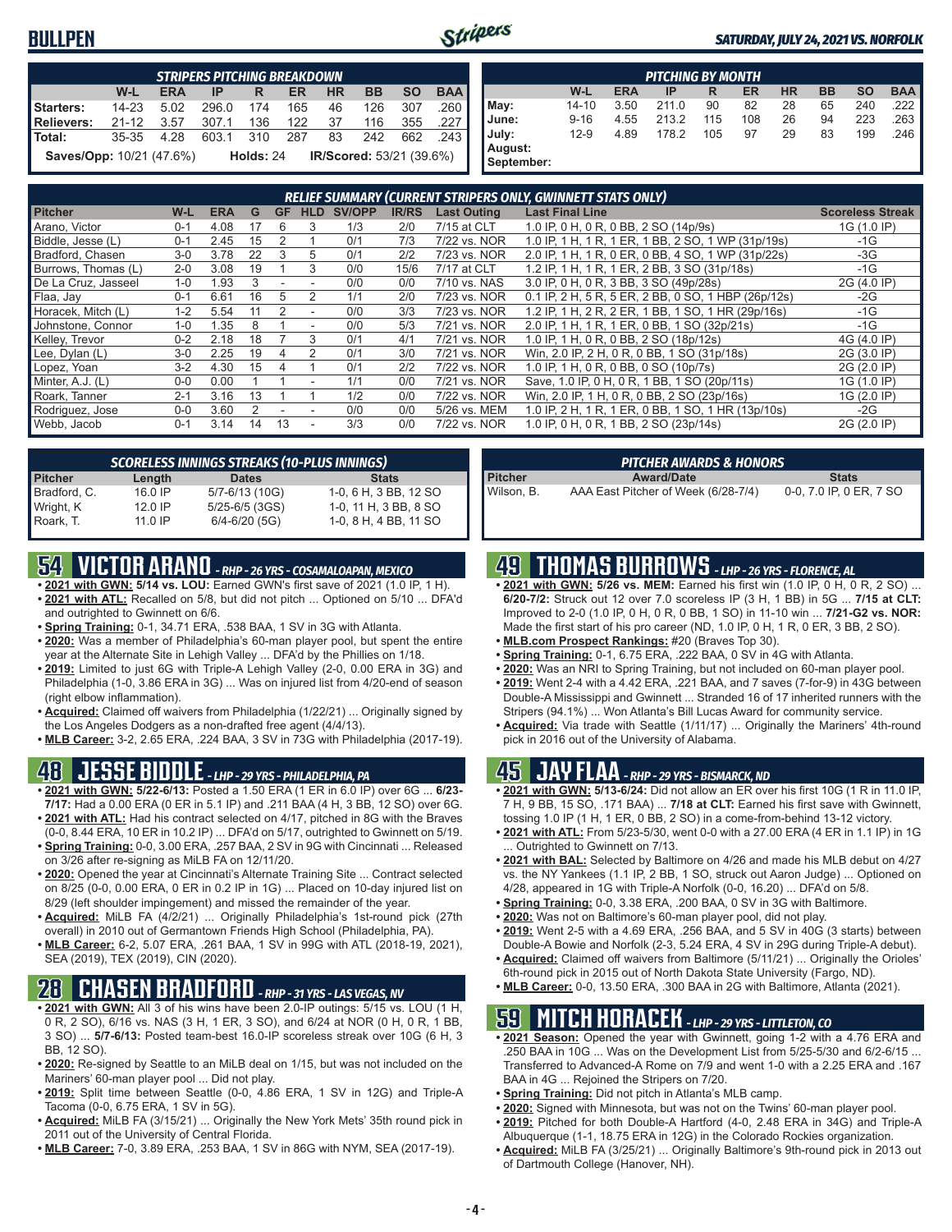# BULLPEN

*SATURDAY, JULY 24, 2021 VS. NORFOLK*

| STRIPERS PITCHING BREAKDOWN | | | | | | | | | |
|---|---|---|---|---|---|---|---|---|---|
| | W-L | ERA | IP | R | ER | HR | BB | SO | BAA |
| Starters: | 14-23 | 5.02 | 296.0 | 174 | 165 | 46 | 126 | 307 | .260 |
| Relievers: | 21-12 | 3.57 | 307.1 | 136 | 122 | 37 | 116 | 355 | .227 |
| Total: | 35-35 | 4.28 | 603.1 | 310 | 287 | 83 | 242 | 662 | .243 |

**Saves/Opp:** 10/21 (47.6%) **Holds:** 24 **IR/Scored:** 53/21 (39.6%)

| PITCHING BY MONTH | | | | | | | | | |
|---|---|---|---|---|---|---|---|---|---|
| | W-L | ERA | IP | R | ER | HR | BB | SO | BAA |
| May: | 14-10 | 3.50 | 211.0 | 90 | 82 | 28 | 65 | 240 | .222 |
| June: | 9-16 | 4.55 | 213.2 | 115 | 108 | 26 | 94 | 223 | .263 |
| July: | 12-9 | 4.89 | 178.2 | 105 | 97 | 29 | 83 | 199 | .246 |
| August: | | | | | | | | | |
| September: | | | | | | | | | |

| RELIEF SUMMARY (CURRENT STRIPERS ONLY, GWINNETT STATS ONLY) | | | | | | | | | | |
|---|---|---|---|---|---|---|---|---|---|---|
| Pitcher | W-L | ERA | G | GF | HLD | SV/OPP | IR/RS | Last Outing | Last Final Line | Scoreless Streak |
| Arano, Victor | 0-1 | 4.08 | 17 | 6 | 3 | 1/3 | 2/0 | 7/15 at CLT | 1.0 IP, 0 H, 0 R, 0 BB, 2 SO (14p/9s) | 1G (1.0 IP) |
| Biddle, Jesse (L) | 0-1 | 2.45 | 15 | 2 | 1 | 0/1 | 7/3 | 7/22 vs. NOR | 1.0 IP, 1 H, 1 R, 1 ER, 1 BB, 2 SO, 1 WP (31p/19s) | -1G |
| Bradford, Chasen | 3-0 | 3.78 | 22 | 3 | 5 | 0/1 | 2/2 | 7/23 vs. NOR | 2.0 IP, 1 H, 1 R, 0 ER, 0 BB, 4 SO, 1 WP (31p/22s) | -3G |
| Burrows, Thomas (L) | 2-0 | 3.08 | 19 | 1 | 3 | 0/0 | 15/6 | 7/17 at CLT | 1.2 IP, 1 H, 1 R, 1 ER, 2 BB, 3 SO (31p/18s) | -1G |
| De La Cruz, Jasseel | 1-0 | 1.93 | 3 | - | - | 0/0 | 0/0 | 7/10 vs. NAS | 3.0 IP, 0 H, 0 R, 3 BB, 3 SO (49p/28s) | 2G (4.0 IP) |
| Flaa, Jay | 0-1 | 6.61 | 16 | 5 | 2 | 1/1 | 2/0 | 7/23 vs. NOR | 0.1 IP, 2 H, 5 R, 5 ER, 2 BB, 0 SO, 1 HBP (26p/12s) | -2G |
| Horacek, Mitch (L) | 1-2 | 5.54 | 11 | 2 | - | 0/0 | 3/3 | 7/23 vs. NOR | 1.2 IP, 1 H, 2 R, 2 ER, 1 BB, 1 SO, 1 HR (29p/16s) | -1G |
| Johnstone, Connor | 1-0 | 1.35 | 8 | 1 | - | 0/0 | 5/3 | 7/21 vs. NOR | 2.0 IP, 1 H, 1 R, 1 ER, 0 BB, 1 SO (32p/21s) | -1G |
| Kelley, Trevor | 0-2 | 2.18 | 18 | 7 | 3 | 0/1 | 4/1 | 7/21 vs. NOR | 1.0 IP, 1 H, 0 R, 0 BB, 2 SO (18p/12s) | 4G (4.0 IP) |
| Lee, Dylan (L) | 3-0 | 2.25 | 19 | 4 | 2 | 0/1 | 3/0 | 7/21 vs. NOR | Win, 2.0 IP, 2 H, 0 R, 0 BB, 1 SO (31p/18s) | 2G (3.0 IP) |
| Lopez, Yoan | 3-2 | 4.30 | 15 | 4 | 1 | 0/1 | 2/2 | 7/22 vs. NOR | 1.0 IP, 1 H, 0 R, 0 BB, 0 SO (10p/7s) | 2G (2.0 IP) |
| Minter, A.J. (L) | 0-0 | 0.00 | 1 | 1 | - | 1/1 | 0/0 | 7/21 vs. NOR | Save, 1.0 IP, 0 H, 0 R, 1 BB, 1 SO (20p/11s) | 1G (1.0 IP) |
| Roark, Tanner | 2-1 | 3.16 | 13 | 1 | 1 | 1/2 | 0/0 | 7/22 vs. NOR | Win, 2.0 IP, 1 H, 0 R, 0 BB, 2 SO (23p/16s) | 1G (2.0 IP) |
| Rodriguez, Jose | 0-0 | 3.60 | 2 | - | - | 0/0 | 0/0 | 5/26 vs. MEM | 1.0 IP, 2 H, 1 R, 1 ER, 0 BB, 1 SO, 1 HR (13p/10s) | -2G |
| Webb, Jacob | 0-1 | 3.14 | 14 | 13 | - | 3/3 | 0/0 | 7/22 vs. NOR | 1.0 IP, 0 H, 0 R, 1 BB, 2 SO (23p/14s) | 2G (2.0 IP) |

| SCORELESS INNINGS STREAKS (10-PLUS INNINGS) | | | |
|---|---|---|---|
| Pitcher | Length | Dates | Stats |
| Bradford, C. | 16.0 IP | 5/7-6/13 (10G) | 1-0, 6 H, 3 BB, 12 SO |
| Wright, K | 12.0 IP | 5/25-6/5 (3GS) | 1-0, 11 H, 3 BB, 8 SO |
| Roark, T. | 11.0 IP | 6/4-6/20 (5G) | 1-0, 8 H, 4 BB, 11 SO |

| PITCHER AWARDS & HONORS | | |
|---|---|---|
| Pitcher | Award/Date | Stats |
| Wilson, B. | AAA East Pitcher of Week (6/28-7/4) | 0-0, 7.0 IP, 0 ER, 7 SO |

## 54 VICTOR ARANO - RHP - 26 YRS - COSAMALOAPAN, MEXICO

- **2021 with GWN:** **5/14 vs. LOU:** Earned GWN's first save of 2021 (1.0 IP, 1 H).
- **2021 with ATL:** Recalled on 5/8, but did not pitch ... Optioned on 5/10 ... DFA'd and outrighted to Gwinnett on 6/6.
- **Spring Training:** 0-1, 34.71 ERA, .538 BAA, 1 SV in 3G with Atlanta.
- **2020:** Was a member of Philadelphia's 60-man player pool, but spent the entire year at the Alternate Site in Lehigh Valley ... DFA'd by the Phillies on 1/18.
- **2019:** Limited to just 6G with Triple-A Lehigh Valley (2-0, 0.00 ERA in 3G) and Philadelphia (1-0, 3.86 ERA in 3G) ... Was on injured list from 4/20-end of season (right elbow inflammation).
- **Acquired:** Claimed off waivers from Philadelphia (1/22/21) ... Originally signed by the Los Angeles Dodgers as a non-drafted free agent (4/4/13).
- **MLB Career:** 3-2, 2.65 ERA, .224 BAA, 3 SV in 73G with Philadelphia (2017-19).

## 48 JESSE BIDDLE - LHP - 29 YRS - PHILADELPHIA, PA

- **2021 with GWN:** **5/22-6/13:** Posted a 1.50 ERA (1 ER in 6.0 IP) over 6G ... **6/23-7/17:** Had a 0.00 ERA (0 ER in 5.1 IP) and .211 BAA (4 H, 3 BB, 12 SO) over 6G.
- **2021 with ATL:** Had his contract selected on 4/17, pitched in 8G with the Braves (0-0, 8.44 ERA, 10 ER in 10.2 IP) ... DFA'd on 5/17, outrighted to Gwinnett on 5/19.
- **Spring Training:** 0-0, 3.00 ERA, .257 BAA, 2 SV in 9G with Cincinnati ... Released on 3/26 after re-signing as MiLB FA on 12/11/20.
- **2020:** Opened the year at Cincinnati's Alternate Training Site ... Contract selected on 8/25 (0-0, 0.00 ERA, 0 ER in 0.2 IP in 1G) ... Placed on 10-day injured list on 8/29 (left shoulder impingement) and missed the remainder of the year.
- **Acquired:** MiLB FA (4/2/21) ... Originally Philadelphia's 1st-round pick (27th overall) in 2010 out of Germantown Friends High School (Philadelphia, PA).
- **MLB Career:** 6-2, 5.07 ERA, .261 BAA, 1 SV in 99G with ATL (2018-19, 2021), SEA (2019), TEX (2019), CIN (2020).

## 28 CHASEN BRADFORD - RHP - 31 YRS - LAS VEGAS, NV

- **2021 with GWN:** All 3 of his wins have been 2.0-IP outings: 5/15 vs. LOU (1 H, 0 R, 2 SO), 6/16 vs. NAS (3 H, 1 ER, 3 SO), and 6/24 at NOR (0 H, 0 R, 1 BB, 3 SO) ... **5/7-6/13:** Posted team-best 16.0-IP scoreless streak over 10G (6 H, 3 BB, 12 SO).
- **2020:** Re-signed by Seattle to an MiLB deal on 1/15, but was not included on the Mariners' 60-man player pool ... Did not play.
- **2019:** Split time between Seattle (0-0, 4.86 ERA, 1 SV in 12G) and Triple-A Tacoma (0-0, 6.75 ERA, 1 SV in 5G).
- **Acquired:** MiLB FA (3/15/21) ... Originally the New York Mets' 35th round pick in 2011 out of the University of Central Florida.
- **MLB Career:** 7-0, 3.89 ERA, .253 BAA, 1 SV in 86G with NYM, SEA (2017-19).

## 49 THOMAS BURROWS - LHP - 26 YRS - FLORENCE, AL

- **2021 with GWN:** **5/26 vs. MEM:** Earned his first win (1.0 IP, 0 H, 0 R, 2 SO) ... **6/20-7/2:** Struck out 12 over 7.0 scoreless IP (3 H, 1 BB) in 5G ... **7/15 at CLT:** Improved to 2-0 (1.0 IP, 0 H, 0 R, 0 BB, 1 SO) in 11-10 win ... **7/21-G2 vs. NOR:** Made the first start of his pro career (ND, 1.0 IP, 0 H, 1 R, 0 ER, 3 BB, 2 SO).
- **MLB.com Prospect Rankings:** #20 (Braves Top 30).
- **Spring Training:** 0-1, 6.75 ERA, .222 BAA, 0 SV in 4G with Atlanta.
- **2020:** Was an NRI to Spring Training, but not included on 60-man player pool.
- **2019:** Went 2-4 with a 4.42 ERA, .221 BAA, and 7 saves (7-for-9) in 43G between Double-A Mississippi and Gwinnett ... Stranded 16 of 17 inherited runners with the Stripers (94.1%) ... Won Atlanta's Bill Lucas Award for community service.
- **Acquired:** Via trade with Seattle (1/11/17) ... Originally the Mariners' 4th-round pick in 2016 out of the University of Alabama.

## 45 JAY FLAA - RHP - 29 YRS - BISMARCK, ND

- **2021 with GWN:** **5/13-6/24:** Did not allow an ER over his first 10G (1 R in 11.0 IP, 7 H, 9 BB, 15 SO, .171 BAA) ... **7/18 at CLT:** Earned his first save with Gwinnett, tossing 1.0 IP (1 H, 1 ER, 0 BB, 2 SO) in a come-from-behind 13-12 victory.
- **2021 with ATL:** From 5/23-5/30, went 0-0 with a 27.00 ERA (4 ER in 1.1 IP) in 1G ... Outrighted to Gwinnett on 7/13.
- **2021 with BAL:** Selected by Baltimore on 4/26 and made his MLB debut on 4/27 vs. the NY Yankees (1.1 IP, 2 BB, 1 SO, struck out Aaron Judge) ... Optioned on 4/28, appeared in 1G with Triple-A Norfolk (0-0, 16.20) ... DFA'd on 5/8.
- **Spring Training:** 0-0, 3.38 ERA, .200 BAA, 0 SV in 3G with Baltimore.
- **2020:** Was not on Baltimore's 60-man player pool, did not play.
- **2019:** Went 2-5 with a 4.69 ERA, .256 BAA, and 5 SV in 40G (3 starts) between Double-A Bowie and Norfolk (2-3, 5.24 ERA, 4 SV in 29G during Triple-A debut).
- **Acquired:** Claimed off waivers from Baltimore (5/11/21) ... Originally the Orioles' 6th-round pick in 2015 out of North Dakota State University (Fargo, ND).
- **MLB Career:** 0-0, 13.50 ERA, .300 BAA in 2G with Baltimore, Atlanta (2021).

## 59 MITCH HORACEK - LHP - 29 YRS - LITTLETON, CO

- **2021 Season:** Opened the year with Gwinnett, going 1-2 with a 4.76 ERA and .250 BAA in 10G ... Was on the Development List from 5/25-5/30 and 6/2-6/15 ... Transferred to Advanced-A Rome on 7/9 and went 1-0 with a 2.25 ERA and .167 BAA in 4G ... Rejoined the Stripers on 7/20.
- **Spring Training:** Did not pitch in Atlanta's MLB camp.
- **2020:** Signed with Minnesota, but was not on the Twins' 60-man player pool.
- **2019:** Pitched for both Double-A Hartford (4-0, 2.48 ERA in 34G) and Triple-A Albuquerque (1-1, 18.75 ERA in 12G) in the Colorado Rockies organization.
- **Acquired:** MiLB FA (3/25/21) ... Originally Baltimore's 9th-round pick in 2013 out of Dartmouth College (Hanover, NH).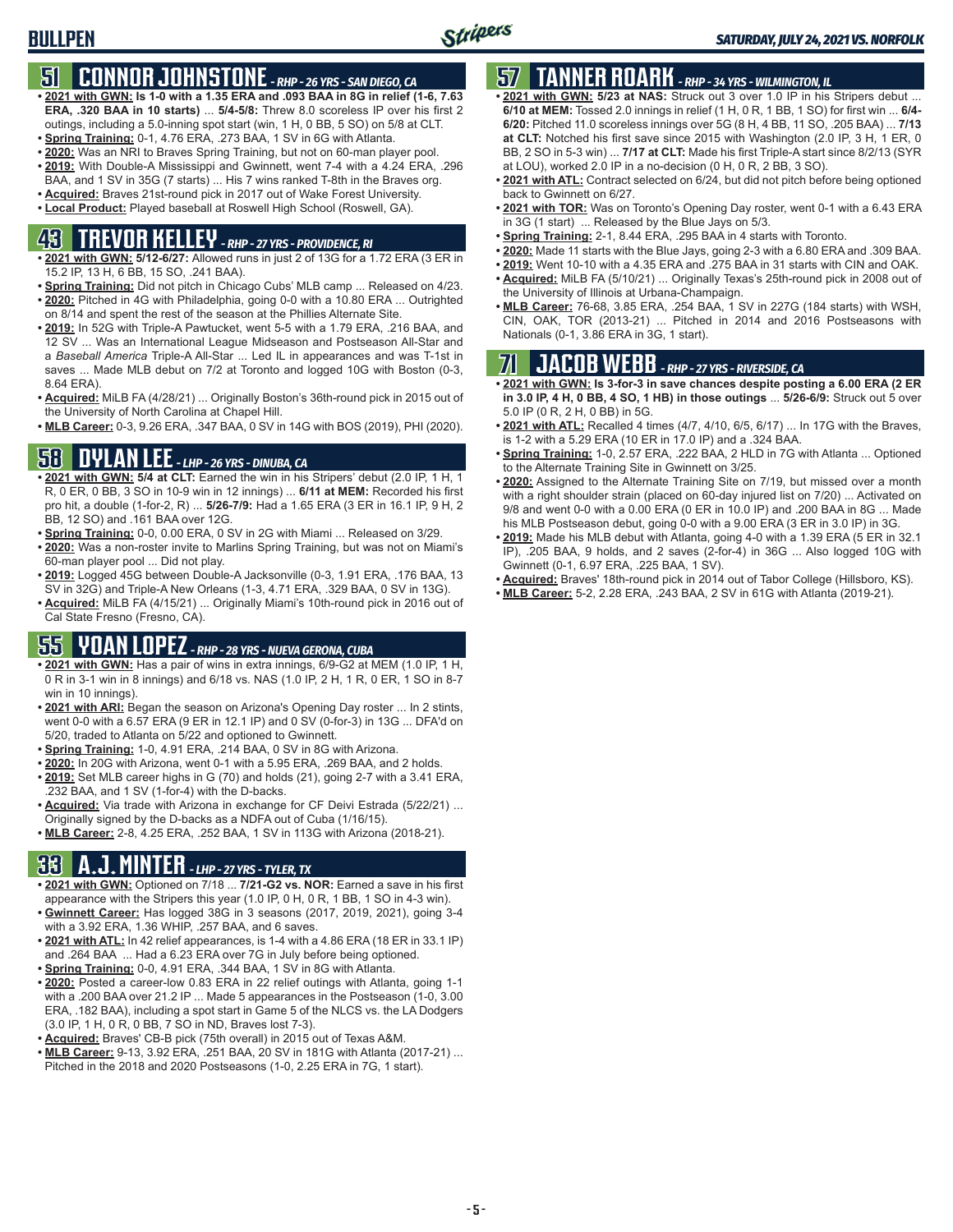# BULLPEN

## 51 CONNOR JOHNSTONE - RHP - 26 YRS - SAN DIEGO, CA

- **2021 with GWN: Is 1-0 with a 1.35 ERA and .093 BAA in 8G in relief (1-6, 7.63 ERA, .320 BAA in 10 starts)** ... **5/4-5/8:** Threw 8.0 scoreless IP over his first 2 outings, including a 5.0-inning spot start (win, 1 H, 0 BB, 5 SO) on 5/8 at CLT.
- **Spring Training:** 0-1, 4.76 ERA, .273 BAA, 1 SV in 6G with Atlanta.
- **2020:** Was an NRI to Braves Spring Training, but not on 60-man player pool.
- **2019:** With Double-A Mississippi and Gwinnett, went 7-4 with a 4.24 ERA, .296 BAA, and 1 SV in 35G (7 starts) ... His 7 wins ranked T-8th in the Braves org.
- **Acquired:** Braves 21st-round pick in 2017 out of Wake Forest University.
- **Local Product:** Played baseball at Roswell High School (Roswell, GA).

## 43 TREVOR KELLEY - RHP - 27 YRS - PROVIDENCE, RI

- **2021 with GWN: 5/12-6/27:** Allowed runs in just 2 of 13G for a 1.72 ERA (3 ER in 15.2 IP, 13 H, 6 BB, 15 SO, .241 BAA).
- **Spring Training:** Did not pitch in Chicago Cubs' MLB camp ... Released on 4/23.
- **2020:** Pitched in 4G with Philadelphia, going 0-0 with a 10.80 ERA ... Outrighted on 8/14 and spent the rest of the season at the Phillies Alternate Site.
- **2019:** In 52G with Triple-A Pawtucket, went 5-5 with a 1.79 ERA, .216 BAA, and 12 SV ... Was an International League Midseason and Postseason All-Star and a *Baseball America* Triple-A All-Star ... Led IL in appearances and was T-1st in saves ... Made MLB debut on 7/2 at Toronto and logged 10G with Boston (0-3, 8.64 ERA).
- **Acquired:** MiLB FA (4/28/21) ... Originally Boston's 36th-round pick in 2015 out of the University of North Carolina at Chapel Hill.
- **MLB Career:** 0-3, 9.26 ERA, .347 BAA, 0 SV in 14G with BOS (2019), PHI (2020).

## 58 DYLAN LEE - LHP - 26 YRS - DINUBA, CA

- **2021 with GWN: 5/4 at CLT:** Earned the win in his Stripers' debut (2.0 IP, 1 H, 1 R, 0 ER, 0 BB, 3 SO in 10-9 win in 10 innings) ... **6/11 at MEM:** Recorded his first pro hit, a double (1-for-2, R) ... **5/26-7/9:** Had a 1.65 ERA (3 ER in 16.1 IP, 9 H, 2 BB, 12 SO) and .161 BAA over 12G.
- **Spring Training:** 0-0, 0.00 ERA, 0 SV in 2G with Miami ... Released on 3/29.
- **2020:** Was a non-roster invite to Marlins Spring Training, but was not on Miami's 60-man player pool ... Did not play.
- **2019:** Logged 45G between Double-A Jacksonville (0-3, 1.91 ERA, .176 BAA, 13 SV in 32G) and Triple-A New Orleans (1-3, 4.71 ERA, .329 BAA, 0 SV in 13G).
- **Acquired:** MiLB FA (4/15/21) ... Originally Miami's 10th-round pick in 2016 out of Cal State Fresno (Fresno, CA).

## 55 YOAN LOPEZ - RHP - 28 YRS - NUEVA GERONA, CUBA

- **2021 with GWN:** Has a pair of wins in extra innings, 6/9-G2 at MEM (1.0 IP, 1 H, 0 R in 3-1 win in 8 innings) and 6/18 vs. NAS (1.0 IP, 2 H, 1 R, 0 ER, 1 SO in 8-7 win in 10 innings).
- **2021 with ARI:** Began the season on Arizona's Opening Day roster ... In 2 stints, went 0-0 with a 6.57 ERA (9 ER in 12.1 IP) and 0 SV (0-for-3) in 13G ... DFA'd on 5/20, traded to Atlanta on 5/22 and optioned to Gwinnett.
- **Spring Training:** 1-0, 4.91 ERA, .214 BAA, 0 SV in 8G with Arizona.
- **2020:** In 20G with Arizona, went 0-1 with a 5.95 ERA, .269 BAA, and 2 holds.
- **2019:** Set MLB career highs in G (70) and holds (21), going 2-7 with a 3.41 ERA, .232 BAA, and 1 SV (1-for-4) with the D-backs.
- **Acquired:** Via trade with Arizona in exchange for CF Deivi Estrada (5/22/21) ... Originally signed by the D-backs as a NDFA out of Cuba (1/16/15).
- **MLB Career:** 2-8, 4.25 ERA, .252 BAA, 1 SV in 113G with Arizona (2018-21).

## 33 A.J. MINTER - LHP - 27 YRS - TYLER, TX

- **2021 with GWN:** Optioned on 7/18 ... **7/21-G2 vs. NOR:** Earned a save in his first appearance with the Stripers this year (1.0 IP, 0 H, 0 R, 1 BB, 1 SO in 4-3 win).
- **Gwinnett Career:** Has logged 38G in 3 seasons (2017, 2019, 2021), going 3-4 with a 3.92 ERA, 1.36 WHIP, .257 BAA, and 6 saves.
- **2021 with ATL:** In 42 relief appearances, is 1-4 with a 4.86 ERA (18 ER in 33.1 IP) and .264 BAA ... Had a 6.23 ERA over 7G in July before being optioned.
- **Spring Training:** 0-0, 4.91 ERA, .344 BAA, 1 SV in 8G with Atlanta.
- **2020:** Posted a career-low 0.83 ERA in 22 relief outings with Atlanta, going 1-1 with a .200 BAA over 21.2 IP ... Made 5 appearances in the Postseason (1-0, 3.00 ERA, .182 BAA), including a spot start in Game 5 of the NLCS vs. the LA Dodgers (3.0 IP, 1 H, 0 R, 0 BB, 7 SO in ND, Braves lost 7-3).
- **Acquired:** Braves' CB-B pick (75th overall) in 2015 out of Texas A&M.
- **MLB Career:** 9-13, 3.92 ERA, .251 BAA, 20 SV in 181G with Atlanta (2017-21) ... Pitched in the 2018 and 2020 Postseasons (1-0, 2.25 ERA in 7G, 1 start).

## 57 TANNER ROARK - RHP - 34 YRS - WILMINGTON, IL

- **2021 with GWN: 5/23 at NAS:** Struck out 3 over 1.0 IP in his Stripers debut ... **6/10 at MEM:** Tossed 2.0 innings in relief (1 H, 0 R, 1 BB, 1 SO) for first win ... **6/4-6/20:** Pitched 11.0 scoreless innings over 5G (8 H, 4 BB, 11 SO, .205 BAA) ... **7/13 at CLT:** Notched his first save since 2015 with Washington (2.0 IP, 3 H, 1 ER, 0 BB, 2 SO in 5-3 win) ... **7/17 at CLT:** Made his first Triple-A start since 8/2/13 (SYR at LOU), worked 2.0 IP in a no-decision (0 H, 0 R, 2 BB, 3 SO).
- **2021 with ATL:** Contract selected on 6/24, but did not pitch before being optioned back to Gwinnett on 6/27.
- **2021 with TOR:** Was on Toronto's Opening Day roster, went 0-1 with a 6.43 ERA in 3G (1 start) ... Released by the Blue Jays on 5/3.
- **Spring Training:** 2-1, 8.44 ERA, .295 BAA in 4 starts with Toronto.
- **2020:** Made 11 starts with the Blue Jays, going 2-3 with a 6.80 ERA and .309 BAA.
- **2019:** Went 10-10 with a 4.35 ERA and .275 BAA in 31 starts with CIN and OAK.
- **Acquired:** MiLB FA (5/10/21) ... Originally Texas's 25th-round pick in 2008 out of the University of Illinois at Urbana-Champaign.
- **MLB Career:** 76-68, 3.85 ERA, .254 BAA, 1 SV in 227G (184 starts) with WSH, CIN, OAK, TOR (2013-21) ... Pitched in 2014 and 2016 Postseasons with Nationals (0-1, 3.86 ERA in 3G, 1 start).

## 71 JACOB WEBB - RHP - 27 YRS - RIVERSIDE, CA

- **2021 with GWN: Is 3-for-3 in save chances despite posting a 6.00 ERA (2 ER in 3.0 IP, 4 H, 0 BB, 4 SO, 1 HB) in those outings** ... **5/26-6/9:** Struck out 5 over 5.0 IP (0 R, 2 H, 0 BB) in 5G.
- **2021 with ATL:** Recalled 4 times (4/7, 4/10, 6/5, 6/17) ... In 17G with the Braves, is 1-2 with a 5.29 ERA (10 ER in 17.0 IP) and a .324 BAA.
- **Spring Training:** 1-0, 2.57 ERA, .222 BAA, 2 HLD in 7G with Atlanta ... Optioned to the Alternate Training Site in Gwinnett on 3/25.
- **2020:** Assigned to the Alternate Training Site on 7/19, but missed over a month with a right shoulder strain (placed on 60-day injured list on 7/20) ... Activated on 9/8 and went 0-0 with a 0.00 ERA (0 ER in 10.0 IP) and .200 BAA in 8G ... Made his MLB Postseason debut, going 0-0 with a 9.00 ERA (3 ER in 3.0 IP) in 3G.
- **2019:** Made his MLB debut with Atlanta, going 4-0 with a 1.39 ERA (5 ER in 32.1 IP), .205 BAA, 9 holds, and 2 saves (2-for-4) in 36G ... Also logged 10G with Gwinnett (0-1, 6.97 ERA, .225 BAA, 1 SV).
- **Acquired:** Braves' 18th-round pick in 2014 out of Tabor College (Hillsboro, KS).
- **MLB Career:** 5-2, 2.28 ERA, .243 BAA, 2 SV in 61G with Atlanta (2019-21).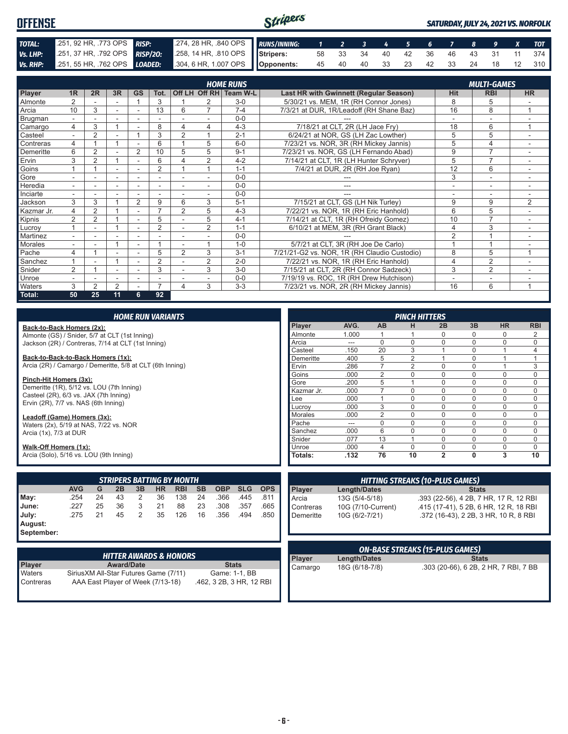# OFFENSE

*SATURDAY, JULY 24, 2021 VS. NORFOLK*

| | | | |
|---|---|---|---|
| **TOTAL:** | .251, 92 HR, .773 OPS | **RISP:** | .274, 28 HR, .840 OPS |
| **Vs. LHP:** | .251, 37 HR, .792 OPS | **RISP/2O:** | .258, 14 HR, .810 OPS |
| **Vs. RHP:** | .251, 55 HR, .762 OPS | **LOADED:** | .304, 6 HR, 1.007 OPS |

| RUNS/INNING: | 1 | 2 | 3 | 4 | 5 | 6 | 7 | 8 | 9 | X | TOT |
|---|---|---|---|---|---|---|---|---|---|---|---|
| Stripers: | 58 | 33 | 34 | 40 | 42 | 36 | 46 | 43 | 31 | 11 | 374 |
| Opponents: | 45 | 40 | 40 | 33 | 23 | 42 | 33 | 24 | 18 | 12 | 310 |

## HOME RUNS / MULTI-GAMES

| Player | 1R | 2R | 3R | GS | Tot. | Off LH | Off RH | Team W-L | Last HR with Gwinnett (Regular Season) | Hit | RBI | HR |
|---|---|---|---|---|---|---|---|---|---|---|---|---|
| Almonte | 2 | - | - | 1 | 3 | 1 | 2 | 3-0 | 5/30/21 vs. MEM, 1R (RH Connor Jones) | 8 | 5 | - |
| Arcia | 10 | 3 | - | - | 13 | 6 | 7 | 7-4 | 7/3/21 at DUR, 1R/Leadoff (RH Shane Baz) | 16 | 8 | 1 |
| Brugman | - | - | - | - | - | - | - | 0-0 | --- | - | - | - |
| Camargo | 4 | 3 | 1 | - | 8 | 4 | 4 | 4-3 | 7/18/21 at CLT, 2R (LH Jace Fry) | 18 | 6 | 1 |
| Casteel | - | 2 | - | 1 | 3 | 2 | 1 | 2-1 | 6/24/21 at NOR, GS (LH Zac Lowther) | 5 | 5 | - |
| Contreras | 4 | 1 | 1 | - | 6 | 1 | 5 | 6-0 | 7/23/21 vs. NOR, 3R (RH Mickey Jannis) | 5 | 4 | - |
| Demeritte | 6 | 2 | - | 2 | 10 | 5 | 5 | 9-1 | 7/23/21 vs. NOR, GS (LH Fernando Abad) | 9 | 7 | - |
| Ervin | 3 | 2 | 1 | - | 6 | 4 | 2 | 4-2 | 7/14/21 at CLT, 1R (LH Hunter Schryver) | 5 | 7 | - |
| Goins | 1 | 1 | - | - | 2 | 1 | 1 | 1-1 | 7/4/21 at DUR, 2R (RH Joe Ryan) | 12 | 6 | - |
| Gore | - | - | - | - | - | - | - | 0-0 | --- | 3 | - | - |
| Heredia | - | - | - | - | - | - | - | 0-0 | --- | - | - | - |
| Inciarte | - | - | - | - | - | - | - | 0-0 | --- | - | - | - |
| Jackson | 3 | 3 | 1 | 2 | 9 | 6 | 3 | 5-1 | 7/15/21 at CLT, GS (LH Nik Turley) | 9 | 9 | 2 |
| Kazmar Jr. | 4 | 2 | 1 | - | 7 | 2 | 5 | 4-3 | 7/22/21 vs. NOR, 1R (RH Eric Hanhold) | 6 | 5 | - |
| Kipnis | 2 | 2 | 1 | - | 5 | - | 5 | 4-1 | 7/14/21 at CLT, 1R (RH Ofreidy Gomez) | 10 | 7 | - |
| Lucroy | 1 | - | 1 | - | 2 | - | 2 | 1-1 | 6/10/21 at MEM, 3R (RH Grant Black) | 4 | 3 | - |
| Martinez | - | - | - | - | - | - | - | 0-0 | --- | 2 | 1 | - |
| Morales | - | - | 1 | - | 1 | - | 1 | 1-0 | 5/7/21 at CLT, 3R (RH Joe De Carlo) | 1 | 1 | - |
| Pache | 4 | 1 | - | - | 5 | 2 | 3 | 3-1 | 7/21/21-G2 vs. NOR, 1R (RH Claudio Custodio) | 8 | 5 | 1 |
| Sanchez | 1 | - | 1 | - | 2 | - | 2 | 2-0 | 7/22/21 vs. NOR, 1R (RH Eric Hanhold) | 4 | 2 | - |
| Snider | 2 | 1 | - | - | 3 | - | 3 | 3-0 | 7/15/21 at CLT, 2R (RH Connor Sadzeck) | 3 | 2 | - |
| Unroe | - | - | - | - | - | - | - | 0-0 | 7/19/19 vs. ROC, 1R (RH Drew Hutchison) | - | - | - |
| Waters | 3 | 2 | 2 | - | 7 | 4 | 3 | 3-3 | 7/23/21 vs. NOR, 2R (RH Mickey Jannis) | 16 | 6 | 1 |
| **Total:** | **50** | **25** | **11** | **6** | **92** | | | | | | | |

## HOME RUN VARIANTS

**Back-to-Back Homers (2x):**
Almonte (GS) / Snider, 5/7 at CLT (1st Inning)
Jackson (2R) / Contreras, 7/14 at CLT (1st Inning)

**Back-to-Back-to-Back Homers (1x):**
Arcia (2R) / Camargo / Demeritte, 5/8 at CLT (6th Inning)

**Pinch-Hit Homers (3x):**
Demeritte (1R), 5/12 vs. LOU (7th Inning)
Casteel (2R), 6/3 vs. JAX (7th Inning)
Ervin (2R), 7/7 vs. NAS (6th Inning)

**Leadoff (Game) Homers (3x):**
Waters (2x), 5/19 at NAS, 7/22 vs. NOR
Arcia (1x), 7/3 at DUR

**Walk-Off Homers (1x):**
Arcia (Solo), 5/16 vs. LOU (9th Inning)

## PINCH HITTERS

| Player | AVG. | AB | H | 2B | 3B | HR | RBI |
|---|---|---|---|---|---|---|---|
| Almonte | 1.000 | 1 | 1 | 0 | 0 | 0 | 2 |
| Arcia | --- | 0 | 0 | 0 | 0 | 0 | 0 |
| Casteel | .150 | 20 | 3 | 1 | 0 | 1 | 4 |
| Demeritte | .400 | 5 | 2 | 1 | 0 | 1 | 1 |
| Ervin | .286 | 7 | 2 | 0 | 0 | 1 | 3 |
| Goins | .000 | 2 | 0 | 0 | 0 | 0 | 0 |
| Gore | .200 | 5 | 1 | 0 | 0 | 0 | 0 |
| Kazmar Jr. | .000 | 7 | 0 | 0 | 0 | 0 | 0 |
| Lee | .000 | 1 | 0 | 0 | 0 | 0 | 0 |
| Lucroy | .000 | 3 | 0 | 0 | 0 | 0 | 0 |
| Morales | .000 | 2 | 0 | 0 | 0 | 0 | 0 |
| Pache | --- | 0 | 0 | 0 | 0 | 0 | 0 |
| Sanchez | .000 | 6 | 0 | 0 | 0 | 0 | 0 |
| Snider | .077 | 13 | 1 | 0 | 0 | 0 | 0 |
| Unroe | .000 | 4 | 0 | 0 | 0 | 0 | 0 |
| **Totals:** | **.132** | **76** | **10** | **2** | **0** | **3** | **10** |

## STRIPERS BATTING BY MONTH

| | AVG | G | 2B | 3B | HR | RBI | SB | OBP | SLG | OPS |
|---|---|---|---|---|---|---|---|---|---|---|
| **May:** | .254 | 24 | 43 | 2 | 36 | 138 | 24 | .366 | .445 | .811 |
| **June:** | .227 | 25 | 36 | 3 | 21 | 88 | 23 | .308 | .357 | .665 |
| **July:** | .275 | 21 | 45 | 2 | 35 | 126 | 16 | .356 | .494 | .850 |
| **August:** | | | | | | | | | | |
| **September:** | | | | | | | | | | |

## HITTING STREAKS (10-PLUS GAMES)

| Player | Length/Dates | Stats |
|---|---|---|
| Arcia | 13G (5/4-5/18) | .393 (22-56), 4 2B, 7 HR, 17 R, 12 RBI |
| Contreras | 10G (7/10-Current) | .415 (17-41), 5 2B, 6 HR, 12 R, 18 RBI |
| Demeritte | 10G (6/2-7/21) | .372 (16-43), 2 2B, 3 HR, 10 R, 8 RBI |

## HITTER AWARDS & HONORS

| Player | Award/Date | Stats |
|---|---|---|
| Waters | SiriusXM All-Star Futures Game (7/11) | Game: 1-1, BB |
| Contreras | AAA East Player of Week (7/13-18) | .462, 3 2B, 3 HR, 12 RBI |

## ON-BASE STREAKS (15-PLUS GAMES)

| Player | Length/Dates | Stats |
|---|---|---|
| Camargo | 18G (6/18-7/8) | .303 (20-66), 6 2B, 2 HR, 7 RBI, 7 BB |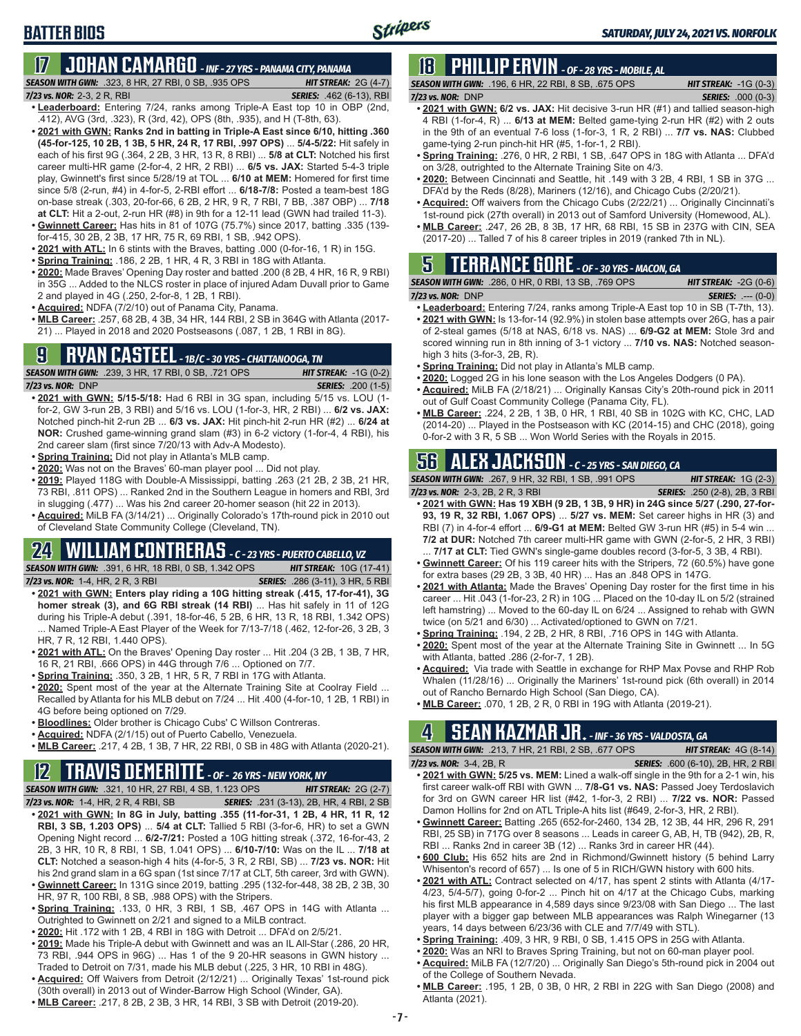# BATTER BIOS

*SATURDAY, JULY 24, 2021 VS. NORFOLK*

## 17 JOHAN CAMARGO - INF - 27 YRS - PANAMA CITY, PANAMA

**SEASON WITH GWN:** .323, 8 HR, 27 RBI, 0 SB, .935 OPS — **HIT STREAK:** 2G (4-7)
**7/23 vs. NOR:** 2-3, 2 R, RBI — **SERIES:** .462 (6-13), RBI

- **Leaderboard:** Entering 7/24, ranks among Triple-A East top 10 in OBP (2nd, .412), AVG (3rd, .323), R (3rd, 42), OPS (8th, .935), and H (T-8th, 63).
- **2021 with GWN: Ranks 2nd in batting in Triple-A East since 6/10, hitting .360 (45-for-125, 10 2B, 1 3B, 5 HR, 24 R, 17 RBI, .997 OPS)** ... **5/4-5/22:** Hit safely in each of his first 9G (.364, 2 2B, 3 HR, 13 R, 8 RBI) ... **5/8 at CLT:** Notched his first career multi-HR game (2-for-4, 2 HR, 2 RBI) ... **6/5 vs. JAX:** Started 5-4-3 triple play, Gwinnett's first since 5/28/19 at TOL ... **6/10 at MEM:** Homered for first time since 5/8 (2-run, #4) in 4-for-5, 2-RBI effort ... **6/18-7/8:** Posted a team-best 18G on-base streak (.303, 20-for-66, 6 2B, 2 HR, 9 R, 7 RBI, 7 BB, .387 OBP) ... **7/18 at CLT:** Hit a 2-out, 2-run HR (#8) in 9th for a 12-11 lead (GWN had trailed 11-3).
- **Gwinnett Career:** Has hits in 81 of 107G (75.7%) since 2017, batting .335 (139-for-415, 30 2B, 2 3B, 17 HR, 75 R, 69 RBI, 1 SB, .942 OPS).
- **2021 with ATL:** In 6 stints with the Braves, batting .000 (0-for-16, 1 R) in 15G.
- **Spring Training:** .186, 2 2B, 1 HR, 4 R, 3 RBI in 18G with Atlanta.
- **2020:** Made Braves' Opening Day roster and batted .200 (8 2B, 4 HR, 16 R, 9 RBI) in 35G ... Added to the NLCS roster in place of injured Adam Duvall prior to Game 2 and played in 4G (.250, 2-for-8, 1 2B, 1 RBI).
- **Acquired:** NDFA (7/2/10) out of Panama City, Panama.
- **MLB Career:** .257, 68 2B, 4 3B, 34 HR, 144 RBI, 2 SB in 364G with Atlanta (2017-21) ... Played in 2018 and 2020 Postseasons (.087, 1 2B, 1 RBI in 8G).

## 9 RYAN CASTEEL - 1B/C - 30 YRS - CHATTANOOGA, TN

**SEASON WITH GWN:** .239, 3 HR, 17 RBI, 0 SB, .721 OPS — **HIT STREAK:** -1G (0-2)
**7/23 vs. NOR:** DNP — **SERIES:** .200 (1-5)

- **2021 with GWN: 5/15-5/18:** Had 6 RBI in 3G span, including 5/15 vs. LOU (1-for-2, GW 3-run 2B, 3 RBI) and 5/16 vs. LOU (1-for-3, HR, 2 RBI) ... **6/2 vs. JAX:** Notched pinch-hit 2-run 2B ... **6/3 vs. JAX:** Hit pinch-hit 2-run HR (#2) ... **6/24 at NOR:** Crushed game-winning grand slam (#3) in 6-2 victory (1-for-4, 4 RBI), his 2nd career slam (first since 7/20/13 with Adv-A Modesto).
- **Spring Training:** Did not play in Atlanta's MLB camp.
- **2020:** Was not on the Braves' 60-man player pool ... Did not play.
- **2019:** Played 118G with Double-A Mississippi, batting .263 (21 2B, 2 3B, 21 HR, 73 RBI, .811 OPS) ... Ranked 2nd in the Southern League in homers and RBI, 3rd in slugging (.477) ... Was his 2nd career 20-homer season (hit 22 in 2013).
- **Acquired:** MiLB FA (3/14/21) ... Originally Colorado's 17th-round pick in 2010 out of Cleveland State Community College (Cleveland, TN).

## 24 WILLIAM CONTRERAS - C - 23 YRS - PUERTO CABELLO, VZ

**SEASON WITH GWN:** .391, 6 HR, 18 RBI, 0 SB, 1.342 OPS — **HIT STREAK:** 10G (17-41)
**7/23 vs. NOR:** 1-4, HR, 2 R, 3 RBI — **SERIES:** .286 (3-11), 3 HR, 5 RBI

- **2021 with GWN: Enters play riding a 10G hitting streak (.415, 17-for-41), 3G homer streak (3), and 6G RBI streak (14 RBI)** ... Has hit safely in 11 of 12G during his Triple-A debut (.391, 18-for-46, 5 2B, 6 HR, 13 R, 18 RBI, 1.342 OPS) ... Named Triple-A East Player of the Week for 7/13-7/18 (.462, 12-for-26, 3 2B, 3 HR, 7 R, 12 RBI, 1.440 OPS).
- **2021 with ATL:** On the Braves' Opening Day roster ... Hit .204 (3 2B, 1 3B, 7 HR, 16 R, 21 RBI, .666 OPS) in 44G through 7/6 ... Optioned on 7/7.
- **Spring Training:** .350, 3 2B, 1 HR, 5 R, 7 RBI in 17G with Atlanta.
- **2020:** Spent most of the year at the Alternate Training Site at Coolray Field ... Recalled by Atlanta for his MLB debut on 7/24 ... Hit .400 (4-for-10, 1 2B, 1 RBI) in 4G before being optioned on 7/29.
- **Bloodlines:** Older brother is Chicago Cubs' C Willson Contreras.
- **Acquired:** NDFA (2/1/15) out of Puerto Cabello, Venezuela.
- **MLB Career:** .217, 4 2B, 1 3B, 7 HR, 22 RBI, 0 SB in 48G with Atlanta (2020-21).

## 12 TRAVIS DEMERITTE - OF - 26 YRS - NEW YORK, NY

**SEASON WITH GWN:** .321, 10 HR, 27 RBI, 4 SB, 1.123 OPS — **HIT STREAK:** 2G (2-7)
**7/23 vs. NOR:** 1-4, HR, 2 R, 4 RBI, SB — **SERIES:** .231 (3-13), 2B, HR, 4 RBI, 2 SB

- **2021 with GWN: In 8G in July, batting .355 (11-for-31, 1 2B, 4 HR, 11 R, 12 RBI, 3 SB, 1.203 OPS)** ... **5/4 at CLT:** Tallied 5 RBI (3-for-6, HR) to set a GWN Opening Night record ... **6/2-7/21:** Posted a 10G hitting streak (.372, 16-for-43, 2 2B, 3 HR, 10 R, 8 RBI, 1 SB, 1.041 OPS) ... **6/10-7/10:** Was on the IL ... **7/18 at CLT:** Notched a season-high 4 hits (4-for-5, 3 R, 2 RBI, SB) ... **7/23 vs. NOR:** Hit his 2nd grand slam in a 6G span (1st since 7/17 at CLT, 3rd with GWN).
- **Gwinnett Career:** In 131G since 2019, batting .295 (132-for-448, 38 2B, 2 3B, 30 HR, 97 R, 100 RBI, 8 SB, .988 OPS) with the Stripers.
- **Spring Training:** .133, 0 HR, 3 RBI, 1 SB, .467 OPS in 14G with Atlanta ... Outrighted to Gwinnett on 2/21 and signed to a MiLB contract.
- **2020:** Hit .172 with 1 2B, 4 RBI in 18G with Detroit ... DFA'd on 2/5/21.
- **2019:** Made his Triple-A debut with Gwinnett and was an IL All-Star (.286, 20 HR, 73 RBI, .944 OPS in 96G) ... Has 1 of the 9 20-HR seasons in GWN history ... Traded to Detroit on 7/31, made his MLB debut (.225, 3 HR, 10 RBI in 48G).
- **Acquired:** Off Waivers from Detroit (2/12/21) ... Originally Texas' 1st-round pick (30th overall) in 2013 out of Winder-Barrow High School (Winder, GA).
- **MLB Career:** .217, 8 2B, 2 3B, 3 HR, 14 RBI, 3 SB with Detroit (2019-20).

## 18 PHILLIP ERVIN - OF - 28 YRS - MOBILE, AL

**SEASON WITH GWN:** .196, 6 HR, 22 RBI, 8 SB, .675 OPS — **HIT STREAK:** -1G (0-3)
**7/23 vs. NOR:** DNP — **SERIES:** .000 (0-3)

- **2021 with GWN: 6/2 vs. JAX:** Hit decisive 3-run HR (#1) and tallied season-high 4 RBI (1-for-4, R) ... **6/13 at MEM:** Belted game-tying 2-run HR (#2) with 2 outs in the 9th for an eventual 7-6 loss (1-for-3, 1 R, 2 RBI) ... **7/7 vs. NAS:** Clubbed game-tying 2-run pinch-hit HR (#5, 1-for-1, 2 RBI).
- **Spring Training:** .276, 0 HR, 2 RBI, 1 SB, .647 OPS in 18G with Atlanta ... DFA'd on 3/28, outrighted to the Alternate Training Site on 4/3.
- **2020:** Between Cincinnati and Seattle, hit .149 with 3 2B, 4 RBI, 1 SB in 37G ... DFA'd by the Reds (8/28), Mariners (12/16), and Chicago Cubs (2/20/21).
- **Acquired:** Off waivers from the Chicago Cubs (2/22/21) ... Originally Cincinnati's 1st-round pick (27th overall) in 2013 out of Samford University (Homewood, AL).
- **MLB Career:** .247, 26 2B, 8 3B, 17 HR, 68 RBI, 15 SB in 237G with CIN, SEA (2017-20) ... Talled 7 of his 8 career triples in 2019 (ranked 7th in NL).

## 5 TERRANCE GORE - OF - 30 YRS - MACON, GA

**SEASON WITH GWN:** .286, 0 HR, 0 RBI, 13 SB, .769 OPS — **HIT STREAK:** -2G (0-6)
**7/23 vs. NOR:** DNP — **SERIES:** .--- (0-0)

- **Leaderboard:** Entering 7/24, ranks among Triple-A East top 10 in SB (T-7th, 13).
- **2021 with GWN:** Is 13-for-14 (92.9%) in stolen base attempts over 26G, has a pair of 2-steal games (5/18 at NAS, 6/18 vs. NAS) ... **6/9-G2 at MEM:** Stole 3rd and scored winning run in 8th inning of 3-1 victory ... **7/10 vs. NAS:** Notched season-high 3 hits (3-for-3, 2B, R).
- **Spring Training:** Did not play in Atlanta's MLB camp.
- **2020:** Logged 2G in his lone season with the Los Angeles Dodgers (0 PA).
- **Acquired:** MiLB FA (2/18/21) ... Originally Kansas City's 20th-round pick in 2011 out of Gulf Coast Community College (Panama City, FL).
- **MLB Career:** .224, 2 2B, 1 3B, 0 HR, 1 RBI, 40 SB in 102G with KC, CHC, LAD (2014-20) ... Played in the Postseason with KC (2014-15) and CHC (2018), going 0-for-2 with 3 R, 5 SB ... Won World Series with the Royals in 2015.

## 56 ALEX JACKSON - C - 25 YRS - SAN DIEGO, CA

**SEASON WITH GWN:** .267, 9 HR, 32 RBI, 1 SB, .991 OPS — **HIT STREAK:** 1G (2-3)
**7/23 vs. NOR:** 2-3, 2B, 2 R, 3 RBI — **SERIES:** .250 (2-8), 2B, 3 RBI

- **2021 with GWN: Has 19 XBH (9 2B, 1 3B, 9 HR) in 24G since 5/27 (.290, 27-for-93, 19 R, 32 RBI, 1.067 OPS)** ... **5/27 vs. MEM:** Set career highs in HR (3) and RBI (7) in 4-for-4 effort ... **6/9-G1 at MEM:** Belted GW 3-run HR (#5) in 5-4 win ... **7/2 at DUR:** Notched 7th career multi-HR game with GWN (2-for-5, 2 HR, 3 RBI) ... **7/17 at CLT:** Tied GWN's single-game doubles record (3-for-5, 3 3B, 4 RBI).
- **Gwinnett Career:** Of his 119 career hits with the Stripers, 72 (60.5%) have gone for extra bases (29 2B, 3 3B, 40 HR) ... Has an .848 OPS in 147G.
- **2021 with Atlanta:** Made the Braves' Opening Day roster for the first time in his career ... Hit .043 (1-for-23, 2 R) in 10G ... Placed on the 10-day IL on 5/2 (strained left hamstring) ... Moved to the 60-day IL on 6/24 ... Assigned to rehab with GWN twice (on 5/21 and 6/30) ... Activated/optioned to GWN on 7/21.
- **Spring Training:** .194, 2 2B, 2 HR, 8 RBI, .716 OPS in 14G with Atlanta.
- **2020:** Spent most of the year at the Alternate Training Site in Gwinnett ... In 5G with Atlanta, batted .286 (2-for-7, 1 2B).
- **Acquired:** Via trade with Seattle in exchange for RHP Max Povse and RHP Rob Whalen (11/28/16) ... Originally the Mariners' 1st-round pick (6th overall) in 2014 out of Rancho Bernardo High School (San Diego, CA).
- **MLB Career:** .070, 1 2B, 2 R, 0 RBI in 19G with Atlanta (2019-21).

## 4 SEAN KAZMAR JR. - INF - 36 YRS - VALDOSTA, GA

**SEASON WITH GWN:** .213, 7 HR, 21 RBI, 2 SB, .677 OPS — **HIT STREAK:** 4G (8-14)
**7/23 vs. NOR:** 3-4, 2B, R — **SERIES:** .600 (6-10), 2B, HR, 2 RBI

- **2021 with GWN: 5/25 vs. MEM:** Lined a walk-off single in the 9th for a 2-1 win, his first career walk-off RBI with GWN ... **7/8-G1 vs. NAS:** Passed Joey Terdoslavich for 3rd on GWN career hit list (#42, 1-for-3, 2 RBI) ... **7/22 vs. NOR:** Passed Damon Hollins for 2nd on ATL Triple-A hits list (#649, 2-for-3, HR, 2 RBI).
- **Gwinnett Career:** Batting .265 (652-for-2460, 134 2B, 12 3B, 44 HR, 296 R, 291 RBI, 25 SB) in 717G over 8 seasons ... Leads in career G, AB, H, TB (942), 2B, R, RBI ... Ranks 2nd in career 3B (12) ... Ranks 3rd in career HR (44).
- **600 Club:** His 652 hits are 2nd in Richmond/Gwinnett history (5 behind Larry Whisenton's record of 657) ... Is one of 5 in RICH/GWN history with 600 hits.
- **2021 with ATL:** Contract selected on 4/17, has spent 2 stints with Atlanta (4/17-4/23, 5/4-5/7), going 0-for-2 ... Pinch hit on 4/17 at the Chicago Cubs, marking his first MLB appearance in 4,589 days since 9/23/08 with San Diego ... The last player with a bigger gap between MLB appearances was Ralph Winegarner (13 years, 14 days between 6/23/36 with CLE and 7/7/49 with STL).
- **Spring Training:** .409, 3 HR, 9 RBI, 0 SB, 1.415 OPS in 25G with Atlanta.
- **2020:** Was an NRI to Braves Spring Training, but not on 60-man player pool.
- **Acquired:** MiLB FA (12/7/20) ... Originally San Diego's 5th-round pick in 2004 out of the College of Southern Nevada.
- **MLB Career:** .195, 1 2B, 0 3B, 0 HR, 2 RBI in 22G with San Diego (2008) and Atlanta (2021).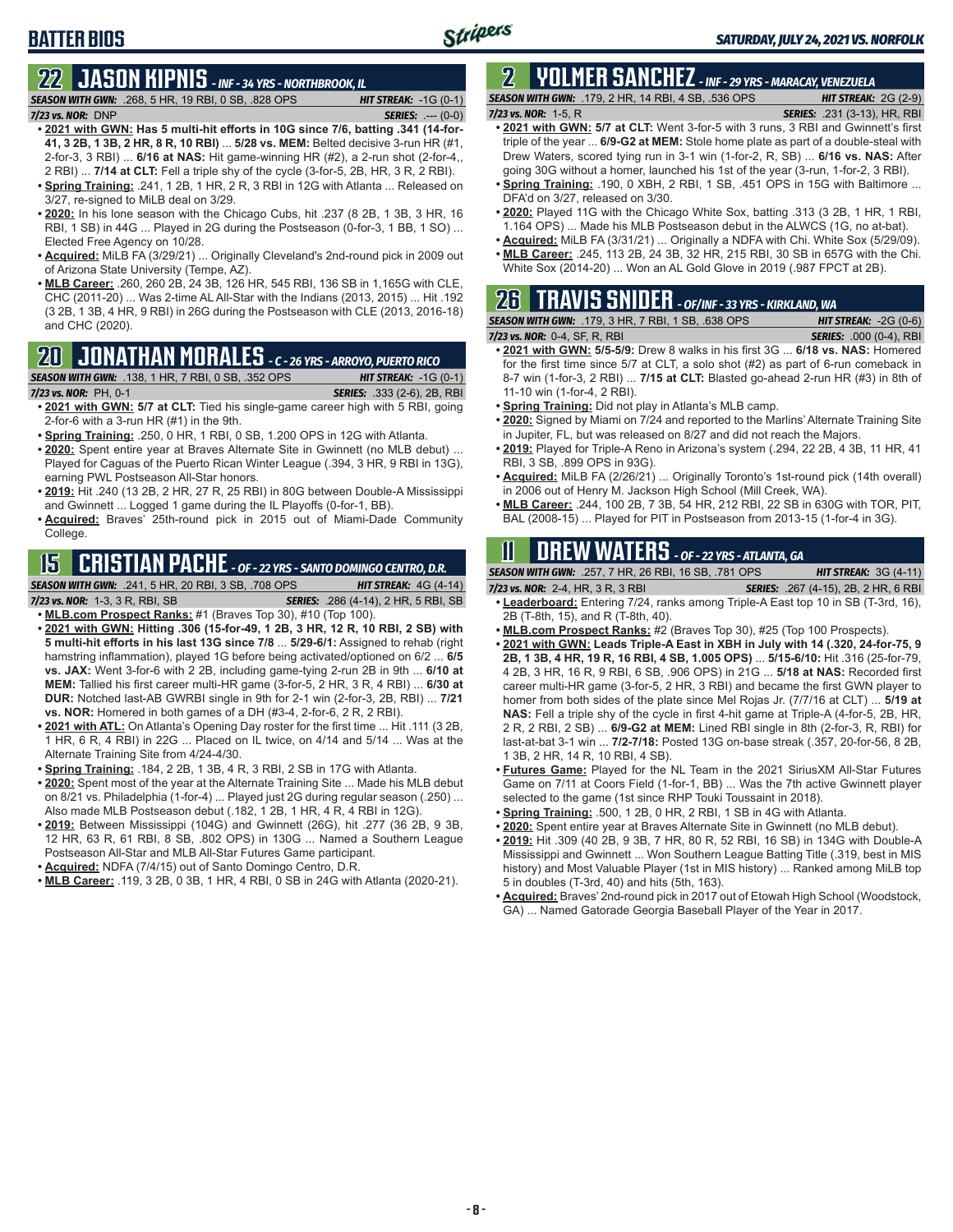## BATTER BIOS

## 22 JASON KIPNIS - INF - 34 YRS - NORTHBROOK, IL

**SEASON WITH GWN:** .268, 5 HR, 19 RBI, 0 SB, .828 OPS **HIT STREAK:** -1G (0-1)
**7/23 vs. NOR:** DNP **SERIES:** .--- (0-0)

- **2021 with GWN: Has 5 multi-hit efforts in 10G since 7/6, batting .341 (14-for-41, 3 2B, 1 3B, 2 HR, 8 R, 10 RBI)** ... **5/28 vs. MEM:** Belted decisive 3-run HR (#1, 2-for-3, 3 RBI) ... **6/16 at NAS:** Hit game-winning HR (#2), a 2-run shot (2-for-4,, 2 RBI) ... **7/14 at CLT:** Fell a triple shy of the cycle (3-for-5, 2B, HR, 3 R, 2 RBI).
- **Spring Training:** .241, 1 2B, 1 HR, 2 R, 3 RBI in 12G with Atlanta ... Released on 3/27, re-signed to MiLB deal on 3/29.
- **2020:** In his lone season with the Chicago Cubs, hit .237 (8 2B, 1 3B, 3 HR, 16 RBI, 1 SB) in 44G ... Played in 2G during the Postseason (0-for-3, 1 BB, 1 SO) ... Elected Free Agency on 10/28.
- **Acquired:** MiLB FA (3/29/21) ... Originally Cleveland's 2nd-round pick in 2009 out of Arizona State University (Tempe, AZ).
- **MLB Career:** .260, 260 2B, 24 3B, 126 HR, 545 RBI, 136 SB in 1,165G with CLE, CHC (2011-20) ... Was 2-time AL All-Star with the Indians (2013, 2015) ... Hit .192 (3 2B, 1 3B, 4 HR, 9 RBI) in 26G during the Postseason with CLE (2013, 2016-18) and CHC (2020).

## 20 JONATHAN MORALES - C - 26 YRS - ARROYO, PUERTO RICO

**SEASON WITH GWN:** .138, 1 HR, 7 RBI, 0 SB, .352 OPS **HIT STREAK:** -1G (0-1)
**7/23 vs. NOR:** PH, 0-1 **SERIES:** .333 (2-6), 2B, RBI

- **2021 with GWN: 5/7 at CLT:** Tied his single-game career high with 5 RBI, going 2-for-6 with a 3-run HR (#1) in the 9th.
- **Spring Training:** .250, 0 HR, 1 RBI, 0 SB, 1.200 OPS in 12G with Atlanta.
- **2020:** Spent entire year at Braves Alternate Site in Gwinnett (no MLB debut) ... Played for Caguas of the Puerto Rican Winter League (.394, 3 HR, 9 RBI in 13G), earning PWL Postseason All-Star honors.
- **2019:** Hit .240 (13 2B, 2 HR, 27 R, 25 RBI) in 80G between Double-A Mississippi and Gwinnett ... Logged 1 game during the IL Playoffs (0-for-1, BB).
- **Acquired:** Braves' 25th-round pick in 2015 out of Miami-Dade Community College.

## 15 CRISTIAN PACHE - OF - 22 YRS - SANTO DOMINGO CENTRO, D.R.

**SEASON WITH GWN:** .241, 5 HR, 20 RBI, 3 SB, .708 OPS **HIT STREAK:** 4G (4-14)
**7/23 vs. NOR:** 1-3, 3 R, RBI, SB **SERIES:** .286 (4-14), 2 HR, 5 RBI, SB

- **MLB.com Prospect Ranks:** #1 (Braves Top 30), #10 (Top 100).
- **2021 with GWN: Hitting .306 (15-for-49, 1 2B, 3 HR, 12 R, 10 RBI, 2 SB) with 5 multi-hit efforts in his last 13G since 7/8** ... **5/29-6/1:** Assigned to rehab (right hamstring inflammation), played 1G before being activated/optioned on 6/2 ... **6/5 vs. JAX:** Went 3-for-6 with 2 2B, including game-tying 2-run 2B in 9th ... **6/10 at MEM:** Tallied his first career multi-HR game (3-for-5, 2 HR, 3 R, 4 RBI) ... **6/30 at DUR:** Notched last-AB GWRBI single in 9th for 2-1 win (2-for-3, 2B, RBI) ... **7/21 vs. NOR:** Homered in both games of a DH (#3-4, 2-for-6, 2 R, 2 RBI).
- **2021 with ATL:** On Atlanta's Opening Day roster for the first time ... Hit .111 (3 2B, 1 HR, 4 RBI) in 22G ... Placed on IL twice, on 4/14 and 5/14 ... Was at the Alternate Training Site from 4/24-4/30.
- **Spring Training:** .184, 2 2B, 1 3B, 4 R, 3 RBI, 2 SB in 17G with Atlanta.
- **2020:** Spent most of the year at the Alternate Training Site ... Made his MLB debut on 8/21 vs. Philadelphia (1-for-4) ... Played just 2G during regular season (.250) ... Also made MLB Postseason debut (.182, 1 2B, 1 HR, 4 R, 4 RBI in 12G).
- **2019:** Between Mississippi (104G) and Gwinnett (26G), hit .277 (36 2B, 9 3B, 12 HR, 63 R, 61 RBI, 8 SB, .802 OPS) in 130G ... Named a Southern League Postseason All-Star and MLB All-Star Futures Game participant.
- **Acquired:** NDFA (7/4/15) out of Santo Domingo Centro, D.R.
- **MLB Career:** .119, 3 2B, 0 3B, 1 HR, 4 RBI, 0 SB in 24G with Atlanta (2020-21).

## 2 YOLMER SANCHEZ - INF - 29 YRS - MARACAY, VENEZUELA

**SEASON WITH GWN:** .179, 2 HR, 14 RBI, 4 SB, .536 OPS **HIT STREAK:** 2G (2-9)
**7/23 vs. NOR:** 1-5, R **SERIES:** .231 (3-13), HR, RBI

- **2021 with GWN: 5/7 at CLT:** Went 3-for-5 with 3 runs, 3 RBI and Gwinnett's first triple of the year ... **6/9-G2 at MEM:** Stole home plate as part of a double-steal with Drew Waters, scored tying run in 3-1 win (1-for-2, R, SB) ... **6/16 vs. NAS:** After going 30G without a homer, launched his 1st of the year (3-run, 1-for-2, 3 RBI).
- **Spring Training:** .190, 0 XBH, 2 RBI, 1 SB, .451 OPS in 15G with Baltimore ... DFA'd on 3/27, released on 3/30.
- **2020:** Played 11G with the Chicago White Sox, batting .313 (3 2B, 1 HR, 1 RBI, 1.164 OPS) ... Made his MLB Postseason debut in the ALWCS (1G, no at-bat).
- **Acquired:** MiLB FA (3/31/21) ... Originally a NDFA with Chi. White Sox (5/29/09).
- **MLB Career:** .245, 113 2B, 24 3B, 32 HR, 215 RBI, 30 SB in 657G with the Chi. White Sox (2014-20) ... Won an AL Gold Glove in 2019 (.987 FPCT at 2B).

## 26 TRAVIS SNIDER - OF/INF - 33 YRS - KIRKLAND, WA

**SEASON WITH GWN:** .179, 3 HR, 7 RBI, 1 SB, .638 OPS **HIT STREAK:** -2G (0-6)
**7/23 vs. NOR:** 0-4, SF, R, RBI **SERIES:** .000 (0-4), RBI

- **2021 with GWN: 5/5-5/9:** Drew 8 walks in his first 3G ... **6/18 vs. NAS:** Homered for the first time since 5/7 at CLT, a solo shot (#2) as part of 6-run comeback in 8-7 win (1-for-3, 2 RBI) ... **7/15 at CLT:** Blasted go-ahead 2-run HR (#3) in 8th of 11-10 win (1-for-4, 2 RBI).
- **Spring Training:** Did not play in Atlanta's MLB camp.
- **2020:** Signed by Miami on 7/24 and reported to the Marlins' Alternate Training Site in Jupiter, FL, but was released on 8/27 and did not reach the Majors.
- **2019:** Played for Triple-A Reno in Arizona's system (.294, 22 2B, 4 3B, 11 HR, 41 RBI, 3 SB, .899 OPS in 93G).
- **Acquired:** MiLB FA (2/26/21) ... Originally Toronto's 1st-round pick (14th overall) in 2006 out of Henry M. Jackson High School (Mill Creek, WA).
- **MLB Career:** .244, 100 2B, 7 3B, 54 HR, 212 RBI, 22 SB in 630G with TOR, PIT, BAL (2008-15) ... Played for PIT in Postseason from 2013-15 (1-for-4 in 3G).

## 11 DREW WATERS - OF - 22 YRS - ATLANTA, GA

**SEASON WITH GWN:** .257, 7 HR, 26 RBI, 16 SB, .781 OPS **HIT STREAK:** 3G (4-11)
**7/23 vs. NOR:** 2-4, HR, 3 R, 3 RBI **SERIES:** .267 (4-15), 2B, 2 HR, 6 RBI

- **Leaderboard:** Entering 7/24, ranks among Triple-A East top 10 in SB (T-3rd, 16), 2B (T-8th, 15), and R (T-8th, 40).
- **MLB.com Prospect Ranks:** #2 (Braves Top 30), #25 (Top 100 Prospects).
- **2021 with GWN: Leads Triple-A East in XBH in July with 14 (.320, 24-for-75, 9 2B, 1 3B, 4 HR, 19 R, 16 RBI, 4 SB, 1.005 OPS)** ... **5/15-6/10:** Hit .316 (25-for-79, 4 2B, 3 HR, 16 R, 9 RBI, 6 SB, .906 OPS) in 21G ... **5/18 at NAS:** Recorded first career multi-HR game (3-for-5, 2 HR, 3 RBI) and became the first GWN player to homer from both sides of the plate since Mel Rojas Jr. (7/7/16 at CLT) ... **5/19 at NAS:** Fell a triple shy of the cycle in first 4-hit game at Triple-A (4-for-5, 2B, HR, 2 R, 2 RBI, 2 SB) ... **6/9-G2 at MEM:** Lined RBI single in 8th (2-for-3, R, RBI) for last-at-bat 3-1 win ... **7/2-7/18:** Posted 13G on-base streak (.357, 20-for-56, 8 2B, 1 3B, 2 HR, 14 R, 10 RBI, 4 SB).
- **Futures Game:** Played for the NL Team in the 2021 SiriusXM All-Star Futures Game on 7/11 at Coors Field (1-for-1, BB) ... Was the 7th active Gwinnett player selected to the game (1st since RHP Touki Toussaint in 2018).
- **Spring Training:** .500, 1 2B, 0 HR, 2 RBI, 1 SB in 4G with Atlanta.
- **2020:** Spent entire year at Braves Alternate Site in Gwinnett (no MLB debut).
- **2019:** Hit .309 (40 2B, 9 3B, 7 HR, 80 R, 52 RBI, 16 SB) in 134G with Double-A Mississippi and Gwinnett ... Won Southern League Batting Title (.319, best in MIS history) and Most Valuable Player (1st in MIS history) ... Ranked among MiLB top 5 in doubles (T-3rd, 40) and hits (5th, 163).
- **Acquired:** Braves' 2nd-round pick in 2017 out of Etowah High School (Woodstock, GA) ... Named Gatorade Georgia Baseball Player of the Year in 2017.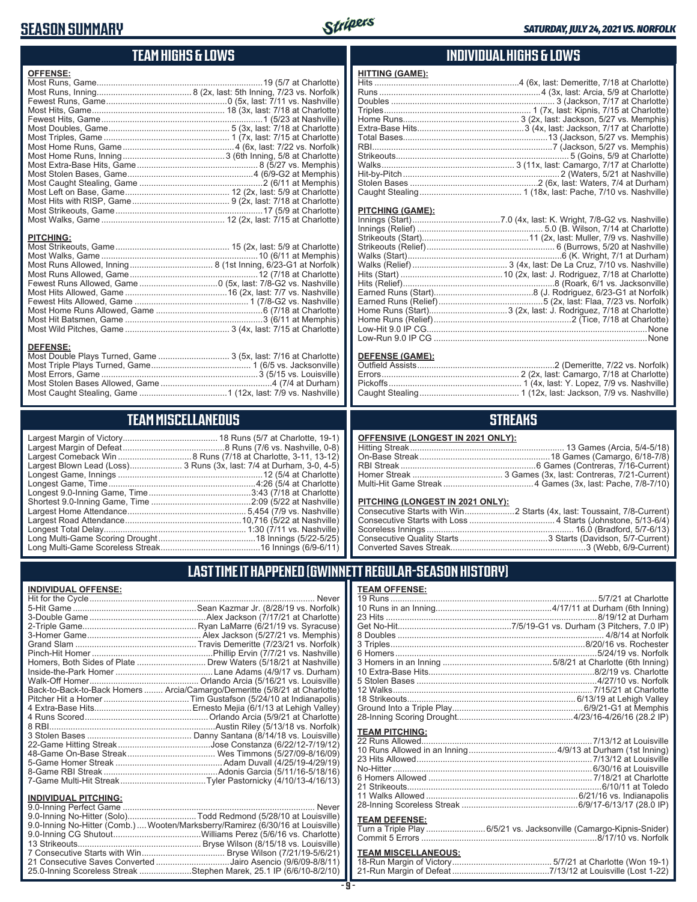# SEASON SUMMARY

## TEAM HIGHS & LOWS

### OFFENSE:

| | |
|---|---|
| Most Runs, Game | 19 (5/7 at Charlotte) |
| Most Runs, Inning | 8 (2x, last: 5th Inning, 7/23 vs. Norfolk) |
| Fewest Runs, Game | 0 (5x, last: 7/11 vs. Nashville) |
| Most Hits, Game | 18 (3x, last: 7/18 at Charlotte) |
| Fewest Hits, Game | 1 (5/23 at Nashville) |
| Most Doubles, Game | 5 (3x, last: 7/18 at Charlotte) |
| Most Triples, Game | 1 (7x, last: 7/15 at Charlotte) |
| Most Home Runs, Game | 4 (6x, last: 7/22 vs. Norfolk) |
| Most Home Runs, Inning | 3 (6th Inning, 5/8 at Charlotte) |
| Most Extra-Base Hits, Game | 8 (5/27 vs. Memphis) |
| Most Stolen Bases, Game | 4 (6/9-G2 at Memphis) |
| Most Caught Stealing, Game | 2 (6/11 at Memphis) |
| Most Left on Base, Game | 12 (2x, last: 5/9 at Charlotte) |
| Most Hits with RISP, Game | 9 (2x, last: 7/18 at Charlotte) |
| Most Strikeouts, Game | 17 (5/9 at Charlotte) |
| Most Walks, Game | 12 (2x, last: 7/15 at Charlotte) |

### PITCHING:

| | |
|---|---|
| Most Strikeouts, Game | 15 (2x, last: 5/9 at Charlotte) |
| Most Walks, Game | 10 (6/11 at Memphis) |
| Most Runs Allowed, Inning | 8 (1st Inning, 6/23-G1 at Norfolk) |
| Most Runs Allowed, Game | 12 (7/18 at Charlotte) |
| Fewest Runs Allowed, Game | 0 (5x, last: 7/8-G2 vs. Nashville) |
| Most Hits Allowed, Game | 16 (2x, last: 7/7 vs. Nashville) |
| Fewest Hits Allowed, Game | 1 (7/8-G2 vs. Nashville) |
| Most Home Runs Allowed, Game | 6 (7/18 at Charlotte) |
| Most Hit Batsmen, Game | 3 (6/11 at Memphis) |
| Most Wild Pitches, Game | 3 (4x, last: 7/15 at Charlotte) |

### DEFENSE:

| | |
|---|---|
| Most Double Plays Turned, Game | 3 (5x, last: 7/16 at Charlotte) |
| Most Triple Plays Turned, Game | 1 (6/5 vs. Jacksonville) |
| Most Errors, Game | 3 (5/15 vs. Louisville) |
| Most Stolen Bases Allowed, Game | 4 (7/4 at Durham) |
| Most Caught Stealing, Game | 1 (12x, last: 7/9 vs. Nashville) |

## INDIVIDUAL HIGHS & LOWS

### HITTING (GAME):

| | |
|---|---|
| Hits | 4 (6x, last: Demeritte, 7/18 at Charlotte) |
| Runs | 4 (3x, last: Arcia, 5/9 at Charlotte) |
| Doubles | 3 (Jackson, 7/17 at Charlotte) |
| Triples | 1 (7x, last: Kipnis, 7/15 at Charlotte) |
| Home Runs | 3 (2x, last: Jackson, 5/27 vs. Memphis) |
| Extra-Base Hits | 3 (4x, last: Jackson, 7/17 at Charlotte) |
| Total Bases | 13 (Jackson, 5/27 vs. Memphis) |
| RBI | 7 (Jackson, 5/27 vs. Memphis) |
| Strikeouts | 5 (Goins, 5/9 at Charlotte) |
| Walks | 3 (11x, last: Camargo, 7/17 at Charlotte) |
| Hit-by-Pitch | 2 (Waters, 5/21 at Nashville) |
| Stolen Bases | 2 (6x, last: Waters, 7/4 at Durham) |
| Caught Stealing | 1 (18x, last: Pache, 7/10 vs. Nashville) |

### PITCHING (GAME):

| | |
|---|---|
| Innings (Start) | 7.0 (4x, last: K. Wright, 7/8-G2 vs. Nashville) |
| Innings (Relief) | 5.0 (B. Wilson, 7/14 at Charlotte) |
| Strikeouts (Start) | 11 (2x, last: Muller, 7/9 vs. Nashville) |
| Strikeouts (Relief) | 6 (Burrows, 5/20 at Nashville) |
| Walks (Start) | 6 (K. Wright, 7/1 at Durham) |
| Walks (Relief) | 3 (4x, last: De La Cruz, 7/10 vs. Nashville) |
| Hits (Start) | 10 (2x, last: J. Rodriguez, 7/18 at Charlotte) |
| Hits (Relief) | 8 (Roark, 6/1 vs. Jacksonville) |
| Earned Runs (Start) | 8 (J. Rodriguez, 6/23-G1 at Norfolk) |
| Earned Runs (Relief) | 5 (2x, last: Flaa, 7/23 vs. Norfolk) |
| Home Runs (Start) | 3 (2x, last: J. Rodriguez, 7/18 at Charlotte) |
| Home Runs (Relief) | 2 (Tice, 7/18 at Charlotte) |
| Low-Hit 9.0 IP CG | None |
| Low-Run 9.0 IP CG | None |

### DEFENSE (GAME):

| | |
|---|---|
| Outfield Assists | 2 (Demeritte, 7/22 vs. Norfolk) |
| Errors | 2 (2x, last: Camargo, 7/18 at Charlotte) |
| Pickoffs | 1 (4x, last: Y. Lopez, 7/9 vs. Nashville) |
| Caught Stealing | 1 (12x, last: Jackson, 7/9 vs. Nashville) |

## TEAM MISCELLANEOUS

| | |
|---|---|
| Largest Margin of Victory | 18 Runs (5/7 at Charlotte, 19-1) |
| Largest Margin of Defeat | 8 Runs (7/6 vs. Nashville, 0-8) |
| Largest Comeback Win | 8 Runs (7/18 at Charlotte, 3-11, 13-12) |
| Largest Blown Lead (Loss) | 3 Runs (3x, last: 7/4 at Durham, 3-0, 4-5) |
| Longest Game, Innings | 12 (5/4 at Charlotte) |
| Longest Game, Time | 4:26 (5/4 at Charlotte) |
| Longest 9.0-Inning Game, Time | 3:43 (7/18 at Charlotte) |
| Shortest 9.0-Inning Game, Time | 2:09 (5/22 at Nashville) |
| Largest Home Attendance | 5,454 (7/9 vs. Nashville) |
| Largest Road Attendance | 10,716 (5/22 at Nashville) |
| Longest Total Delay | 1:30 (7/11 vs. Nashville) |
| Long Multi-Game Scoring Drought | 18 Innings (5/22-5/25) |
| Long Multi-Game Scoreless Streak | 16 Innings (6/9-6/11) |

## STREAKS

### OFFENSIVE (LONGEST IN 2021 ONLY):

| | |
|---|---|
| Hitting Streak | 13 Games (Arcia, 5/4-5/18) |
| On-Base Streak | 18 Games (Camargo, 6/18-7/8) |
| RBI Streak | 6 Games (Contreras, 7/16-Current) |
| Homer Streak | 3 Games (3x, last: Contreras, 7/21-Current) |
| Multi-Hit Game Streak | 4 Games (3x, last: Pache, 7/8-7/10) |

### PITCHING (LONGEST IN 2021 ONLY):

| | |
|---|---|
| Consecutive Starts with Win | 2 Starts (4x, last: Toussaint, 7/8-Current) |
| Consecutive Starts with Loss | 4 Starts (Johnstone, 5/13-6/4) |
| Scoreless Innings | 16.0 (Bradford, 5/7-6/13) |
| Consecutive Quality Starts | 3 Starts (Davidson, 5/7-Current) |
| Converted Saves Streak | 3 (Webb, 6/9-Current) |

## LAST TIME IT HAPPENED (GWINNETT REGULAR-SEASON HISTORY)

### INDIVIDUAL OFFENSE:

| | |
|---|---|
| Hit for the Cycle | Never |
| 5-Hit Game | Sean Kazmar Jr. (8/28/19 vs. Norfolk) |
| 3-Double Game | Alex Jackson (7/17/21 at Charlotte) |
| 2-Triple Game | Ryan LaMarre (6/21/19 vs. Syracuse) |
| 3-Homer Game | Alex Jackson (5/27/21 vs. Memphis) |
| Grand Slam | Travis Demeritte (7/23/21 vs. Norfolk) |
| Pinch-Hit Homer | Phillip Ervin (7/7/21 vs. Nashville) |
| Homers, Both Sides of Plate | Drew Waters (5/18/21 at Nashville) |
| Inside-the-Park Homer | Lane Adams (4/9/17 vs. Durham) |
| Walk-Off Homer | Orlando Arcia (5/16/21 vs. Louisville) |
| Back-to-Back-to-Back Homers | Arcia/Camargo/Demeritte (5/8/21 at Charlotte) |
| Pitcher Hit a Homer | Tim Gustafson (5/24/10 at Indianapolis) |
| 4 Extra-Base Hits | Ernesto Mejia (6/1/13 at Lehigh Valley) |
| 4 Runs Scored | Orlando Arcia (5/9/21 at Charlotte) |
| 8 RBI | Austin Riley (5/13/18 vs. Norfolk) |
| 3 Stolen Bases | Danny Santana (8/14/18 vs. Louisville) |
| 22-Game Hitting Streak | Jose Constanza (6/22/12-7/19/12) |
| 48-Game On-Base Streak | Wes Timmons (5/27/09-8/16/09) |
| 5-Game Homer Streak | Adam Duvall (4/25/19-4/29/19) |
| 8-Game RBI Streak | Adonis Garcia (5/11/16-5/18/16) |
| 7-Game Multi-Hit Streak | Tyler Pastornicky (4/10/13-4/16/13) |

### INDIVIDUAL PITCHING:

| | |
|---|---|
| 9.0-Inning Perfect Game | Never |
| 9.0-Inning No-Hitter (Solo) | Todd Redmond (5/28/10 at Louisville) |
| 9.0-Inning No-Hitter (Comb.) | Wooten/Marksberry/Ramirez (6/30/16 at Louisville) |
| 9.0-Inning CG Shutout | Williams Perez (5/6/16 vs. Charlotte) |
| 13 Strikeouts | Bryse Wilson (8/15/18 vs. Louisville) |
| 7 Consecutive Starts with Win | Bryse Wilson (7/21/19-5/6/21) |
| 21 Consecutive Saves Converted | Jairo Asencio (9/6/09-8/8/11) |
| 25.0-Inning Scoreless Streak | Stephen Marek, 25.1 IP (6/6/10-8/2/10) |

### TEAM OFFENSE:

| | |
|---|---|
| 19 Runs | 5/7/21 at Charlotte |
| 10 Runs in an Inning | 4/17/11 at Durham (6th Inning) |
| 23 Hits | 8/19/12 at Durham |
| Get No-Hit | 7/5/19-G1 vs. Durham (3 Pitchers, 7.0 IP) |
| 8 Doubles | 4/8/14 at Norfolk |
| 3 Triples | 8/20/16 vs. Rochester |
| 6 Homers | 5/24/19 vs. Norfolk |
| 3 Homers in an Inning | 5/8/21 at Charlotte (6th Inning) |
| 10 Extra-Base Hits | 8/2/19 vs. Charlotte |
| 5 Stolen Bases | 4/27/10 vs. Norfolk |
| 12 Walks | 7/15/21 at Charlotte |
| 18 Strikeouts | 6/13/19 at Lehigh Valley |
| Ground Into a Triple Play | 6/9/21-G1 at Memphis |
| 28-Inning Scoring Drought | 4/23/16-4/26/16 (28.2 IP) |

### TEAM PITCHING:

| | |
|---|---|
| 22 Runs Allowed | 7/13/12 at Louisville |
| 10 Runs Allowed in an Inning | 4/9/13 at Durham (1st Inning) |
| 23 Hits Allowed | 7/13/12 at Louisville |
| No-Hitter | 6/30/16 at Louisville |
| 6 Homers Allowed | 7/18/21 at Charlotte |
| 21 Strikeouts | 6/10/11 at Toledo |
| 11 Walks Allowed | 6/21/16 vs. Indianapolis |
| 28-Inning Scoreless Streak | 6/9/17-6/13/17 (28.0 IP) |

### TEAM DEFENSE:

| | |
|---|---|
| Turn a Triple Play | 6/5/21 vs. Jacksonville (Camargo-Kipnis-Snider) |
| Commit 5 Errors | 8/17/10 vs. Norfolk |

### TEAM MISCELLANEOUS:

| | |
|---|---|
| 18-Run Margin of Victory | 5/7/21 at Charlotte (Won 19-1) |
| 21-Run Margin of Defeat | 7/13/12 at Louisville (Lost 1-22) |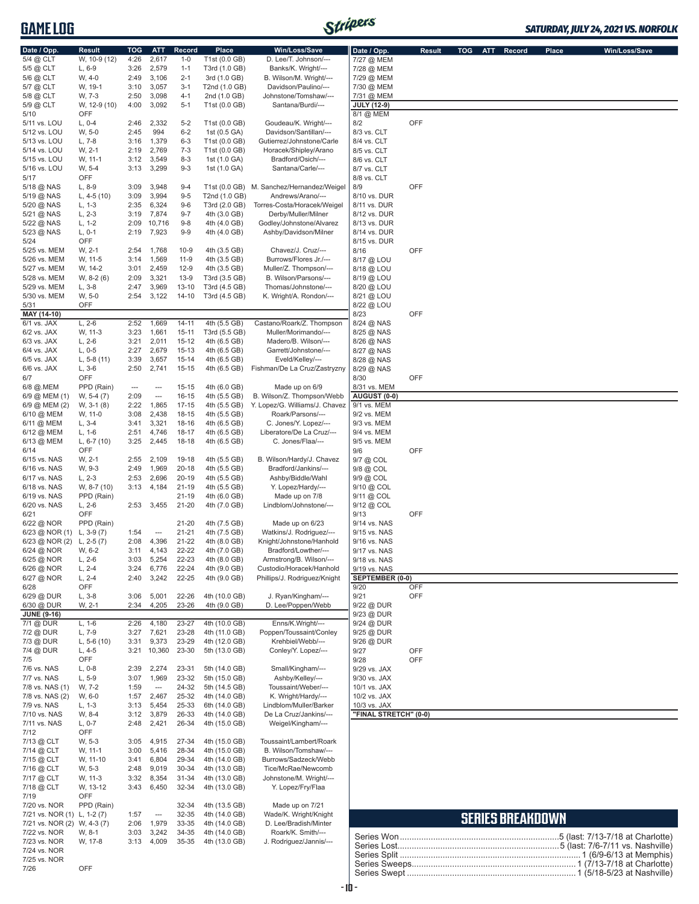# GAME LOG

| Date / Opp. | Result | TOG | ATT | Record | Place | Win/Loss/Save |
|---|---|---|---|---|---|---|
| 5/4 @ CLT | W, 10-9 (12) | 4:26 | 2,617 | 1-0 | T1st (0.0 GB) | D. Lee/T. Johnson/--- |
| 5/5 @ CLT | L, 6-9 | 3:26 | 2,579 | 1-1 | T3rd (1.0 GB) | Banks/K. Wright/--- |
| 5/6 @ CLT | W, 4-0 | 2:49 | 3,106 | 2-1 | 3rd (1.0 GB) | B. Wilson/M. Wright/--- |
| 5/7 @ CLT | W, 19-1 | 3:10 | 3,057 | 3-1 | T2nd (1.0 GB) | Davidson/Paulino/--- |
| 5/8 @ CLT | W, 7-3 | 2:50 | 3,098 | 4-1 | 2nd (1.0 GB) | Johnstone/Tomshaw/--- |
| 5/9 @ CLT | W, 12-9 (10) | 4:00 | 3,092 | 5-1 | T1st (0.0 GB) | Santana/Burdi/--- |
| 5/10 | OFF | | | | | |
| 5/11 vs. LOU | L, 0-4 | 2:46 | 2,332 | 5-2 | T1st (0.0 GB) | Goudeau/K. Wright/--- |
| 5/12 vs. LOU | W, 5-0 | 2:45 | 994 | 6-2 | 1st (0.5 GA) | Davidson/Santillan/--- |
| 5/13 vs. LOU | L, 7-8 | 3:16 | 1,379 | 6-3 | T1st (0.0 GB) | Gutierrez/Johnstone/Carle |
| 5/14 vs. LOU | W, 2-1 | 2:19 | 2,769 | 7-3 | T1st (0.0 GB) | Horacek/Shipley/Arano |
| 5/15 vs. LOU | W, 11-1 | 3:12 | 3,549 | 8-3 | 1st (1.0 GA) | Bradford/Osich/--- |
| 5/16 vs. LOU | W, 5-4 | 3:13 | 3,299 | 9-3 | 1st (1.0 GA) | Santana/Carle/--- |
| 5/17 | OFF | | | | | |
| 5/18 @ NAS | L, 8-9 | 3:09 | 3,948 | 9-4 | T1st (0.0 GB) | M. Sanchez/Hernandez/Weigel |
| 5/19 @ NAS | L, 4-5 (10) | 3:09 | 3,994 | 9-5 | T2nd (1.0 GB) | Andrews/Arano/--- |
| 5/20 @ NAS | L, 1-3 | 2:35 | 6,324 | 9-6 | T3rd (2.0 GB) | Torres-Costa/Horacek/Weigel |
| 5/21 @ NAS | L, 2-3 | 3:19 | 7,874 | 9-7 | 4th (3.0 GB) | Derby/Muller/Milner |
| 5/22 @ NAS | L, 1-2 | 2:09 | 10,716 | 9-8 | 4th (4.0 GB) | Godley/Johnstone/Alvarez |
| 5/23 @ NAS | L, 0-1 | 2:19 | 7,923 | 9-9 | 4th (4.0 GB) | Ashby/Davidson/Milner |
| 5/24 | OFF | | | | | |
| 5/25 vs. MEM | W, 2-1 | 2:54 | 1,768 | 10-9 | 4th (3.5 GB) | Chavez/J. Cruz/--- |
| 5/26 vs. MEM | W, 11-5 | 3:14 | 1,569 | 11-9 | 4th (3.5 GB) | Burrows/Flores Jr./--- |
| 5/27 vs. MEM | W, 14-2 | 3:01 | 2,459 | 12-9 | 4th (3.5 GB) | Muller/Z. Thompson/--- |
| 5/28 vs. MEM | W, 8-2 (6) | 2:09 | 3,321 | 13-9 | T3rd (3.5 GB) | B. Wilson/Parsons/--- |
| 5/29 vs. MEM | L, 3-8 | 2:47 | 3,969 | 13-10 | T3rd (4.5 GB) | Thomas/Johnstone/--- |
| 5/30 vs. MEM | W, 5-0 | 2:54 | 3,122 | 14-10 | T3rd (4.5 GB) | K. Wright/A. Rondon/--- |
| 5/31 | OFF | | | | | |
| **MAY (14-10)** | | | | | | |
| 6/1 vs. JAX | L, 2-6 | 2:52 | 1,669 | 14-11 | 4th (5.5 GB) | Castano/Roark/Z. Thompson |
| 6/2 vs. JAX | W, 11-3 | 3:23 | 1,661 | 15-11 | T3rd (5.5 GB) | Muller/Morimando/--- |
| 6/3 vs. JAX | L, 2-6 | 3:21 | 2,011 | 15-12 | 4th (6.5 GB) | Madero/B. Wilson/--- |
| 6/4 vs. JAX | L, 0-5 | 2:27 | 2,679 | 15-13 | 4th (6.5 GB) | Garrett/Johnstone/--- |
| 6/5 vs. JAX | L, 5-8 (11) | 3:39 | 3,657 | 15-14 | 4th (6.5 GB) | Eveld/Kelley/--- |
| 6/6 vs. JAX | L, 3-6 | 2:50 | 2,741 | 15-15 | 4th (6.5 GB) | Fishman/De La Cruz/Zastryzny |
| 6/7 | OFF | | | | | |
| 6/8 @ MEM | PPD (Rain) | --- | --- | 15-15 | 4th (6.0 GB) | Made up on 6/9 |
| 6/9 @ MEM (1) | W, 5-4 (7) | 2:09 | --- | 16-15 | 4th (5.5 GB) | B. Wilson/Z. Thompson/Webb |
| 6/9 @ MEM (2) | W, 3-1 (8) | 2:22 | 1,865 | 17-15 | 4th (5.5 GB) | Y. Lopez/G. Williams/J. Chavez |
| 6/10 @ MEM | W, 11-0 | 3:08 | 2,438 | 18-15 | 4th (5.5 GB) | Roark/Parsons/--- |
| 6/11 @ MEM | L, 3-4 | 3:41 | 3,321 | 18-16 | 4th (6.5 GB) | C. Jones/Y. Lopez/--- |
| 6/12 @ MEM | L, 1-6 | 2:51 | 4,746 | 18-17 | 4th (6.5 GB) | Liberatore/De La Cruz/--- |
| 6/13 @ MEM | L, 6-7 (10) | 3:25 | 2,445 | 18-18 | 4th (6.5 GB) | C. Jones/Flaa/--- |
| 6/14 | OFF | | | | | |
| 6/15 vs. NAS | W, 2-1 | 2:55 | 2,109 | 19-18 | 4th (5.5 GB) | B. Wilson/Hardy/J. Chavez |
| 6/16 vs. NAS | W, 9-3 | 2:49 | 1,969 | 20-18 | 4th (5.5 GB) | Bradford/Jankins/--- |
| 6/17 vs. NAS | L, 2-3 | 2:53 | 2,696 | 20-19 | 4th (5.5 GB) | Ashby/Biddle/Wahl |
| 6/18 vs. NAS | W, 8-7 (10) | 3:13 | 4,184 | 21-19 | 4th (5.5 GB) | Y. Lopez/Hardy/--- |
| 6/19 vs. NAS | PPD (Rain) | | | 21-19 | 4th (6.0 GB) | Made up on 7/8 |
| 6/20 vs. NAS | L, 2-6 | 2:53 | 3,455 | 21-20 | 4th (7.0 GB) | Lindblom/Johnstone/--- |
| 6/21 | OFF | | | | | |
| 6/22 @ NOR | PPD (Rain) | | | 21-20 | 4th (7.5 GB) | Made up on 6/23 |
| 6/23 @ NOR (1) | L, 3-9 (7) | 1:54 | --- | 21-21 | 4th (7.5 GB) | Watkins/J. Rodriguez/--- |
| 6/23 @ NOR (2) | L, 2-5 (7) | 2:08 | 4,396 | 21-22 | 4th (8.0 GB) | Knight/Johnstone/Hanhold |
| 6/24 @ NOR | W, 6-2 | 3:11 | 4,143 | 22-22 | 4th (7.0 GB) | Bradford/Lowther/--- |
| 6/25 @ NOR | L, 2-6 | 3:03 | 5,254 | 22-23 | 4th (8.0 GB) | Armstrong/B. Wilson/--- |
| 6/26 @ NOR | L, 2-4 | 3:24 | 6,776 | 22-24 | 4th (9.0 GB) | Custodio/Horacek/Hanhold |
| 6/27 @ NOR | L, 2-4 | 2:40 | 3,242 | 22-25 | 4th (9.0 GB) | Phillips/J. Rodriguez/Knight |
| 6/28 | OFF | | | | | |
| 6/29 @ DUR | L, 3-8 | 3:06 | 5,001 | 22-26 | 4th (10.0 GB) | J. Ryan/Kingham/--- |
| 6/30 @ DUR | W, 2-1 | 2:34 | 4,205 | 23-26 | 4th (9.0 GB) | D. Lee/Poppen/Webb |
| **JUNE (9-16)** | | | | | | |
| 7/1 @ DUR | L, 1-6 | 2:26 | 4,180 | 23-27 | 4th (10.0 GB) | Enns/K.Wright/--- |
| 7/2 @ DUR | L, 7-9 | 3:27 | 7,621 | 23-28 | 4th (11.0 GB) | Poppen/Toussaint/Conley |
| 7/3 @ DUR | L, 5-6 (10) | 3:31 | 9,373 | 23-29 | 4th (12.0 GB) | Krehbiel/Webb/--- |
| 7/4 @ DUR | L, 4-5 | 3:21 | 10,360 | 23-30 | 5th (13.0 GB) | Conley/Y. Lopez/--- |
| 7/5 | OFF | | | | | |
| 7/6 vs. NAS | L, 0-8 | 2:39 | 2,274 | 23-31 | 5th (14.0 GB) | Small/Kingham/--- |
| 7/7 vs. NAS | L, 5-9 | 3:07 | 1,969 | 23-32 | 5th (15.0 GB) | Ashby/Kelley/--- |
| 7/8 vs. NAS (1) | W, 7-2 | 1:59 | --- | 24-32 | 5th (14.5 GB) | Toussaint/Weber/--- |
| 7/8 vs. NAS (2) | W, 6-0 | 1:57 | 2,467 | 25-32 | 4th (14.0 GB) | K. Wright/Hardy/--- |
| 7/9 vs. NAS | L, 1-3 | 3:13 | 5,454 | 25-33 | 6th (14.0 GB) | Lindblom/Muller/Barker |
| 7/10 vs. NAS | W, 8-4 | 3:12 | 3,879 | 26-33 | 4th (14.0 GB) | De La Cruz/Jankins/--- |
| 7/11 vs. NAS | L, 0-7 | 2:48 | 2,421 | 26-34 | 4th (15.0 GB) | Weigel/Kingham/--- |
| 7/12 | OFF | | | | | |
| 7/13 @ CLT | W, 5-3 | 3:05 | 4,915 | 27-34 | 4th (15.0 GB) | Toussaint/Lambert/Roark |
| 7/14 @ CLT | W, 11-1 | 3:00 | 5,416 | 28-34 | 4th (15.0 GB) | B. Wilson/Tomshaw/--- |
| 7/15 @ CLT | W, 11-10 | 3:41 | 6,804 | 29-34 | 4th (14.0 GB) | Burrows/Sadzeck/Webb |
| 7/16 @ CLT | W, 5-3 | 2:48 | 9,019 | 30-34 | 4th (13.0 GB) | Tice/McRae/Newcomb |
| 7/17 @ CLT | W, 11-3 | 3:32 | 8,354 | 31-34 | 4th (13.0 GB) | Johnstone/M. Wright/--- |
| 7/18 @ CLT | W, 13-12 | 3:43 | 6,450 | 32-34 | 4th (13.0 GB) | Y. Lopez/Fry/Flaa |
| 7/19 | OFF | | | | | |
| 7/20 vs. NOR | PPD (Rain) | | | 32-34 | 4th (13.5 GB) | Made up on 7/21 |
| 7/21 vs. NOR (1) | L, 1-2 (7) | 1:57 | --- | 32-35 | 4th (14.0 GB) | Wade/K. Wright/Knight |
| 7/21 vs. NOR (2) | W, 4-3 (7) | 2:06 | 1,979 | 33-35 | 4th (14.0 GB) | D. Lee/Bradish/Minter |
| 7/22 vs. NOR | W, 8-1 | 3:03 | 3,242 | 34-35 | 4th (14.0 GB) | Roark/K. Smith/--- |
| 7/23 vs. NOR | W, 17-8 | 3:13 | 4,009 | 35-35 | 4th (13.0 GB) | J. Rodriguez/Jannis/--- |
| 7/24 vs. NOR | | | | | | |
| 7/25 vs. NOR | | | | | | |
| 7/26 | OFF | | | | | |
| 7/27 @ MEM | | | | | | |
| 7/28 @ MEM | | | | | | |
| 7/29 @ MEM | | | | | | |
| 7/30 @ MEM | | | | | | |
| 7/31 @ MEM | | | | | | |
| **JULY (12-9)** | | | | | | |
| 8/1 @ MEM | | | | | | |
| 8/2 | OFF | | | | | |
| 8/3 vs. CLT | | | | | | |
| 8/4 vs. CLT | | | | | | |
| 8/5 vs. CLT | | | | | | |
| 8/6 vs. CLT | | | | | | |
| 8/7 vs. CLT | | | | | | |
| 8/8 vs. CLT | | | | | | |
| 8/9 | OFF | | | | | |
| 8/10 vs. DUR | | | | | | |
| 8/11 vs. DUR | | | | | | |
| 8/12 vs. DUR | | | | | | |
| 8/13 vs. DUR | | | | | | |
| 8/14 vs. DUR | | | | | | |
| 8/15 vs. DUR | | | | | | |
| 8/16 | OFF | | | | | |
| 8/17 @ LOU | | | | | | |
| 8/18 @ LOU | | | | | | |
| 8/19 @ LOU | | | | | | |
| 8/20 @ LOU | | | | | | |
| 8/21 @ LOU | | | | | | |
| 8/22 @ LOU | | | | | | |
| 8/23 | OFF | | | | | |
| 8/24 @ NAS | | | | | | |
| 8/25 @ NAS | | | | | | |
| 8/26 @ NAS | | | | | | |
| 8/27 @ NAS | | | | | | |
| 8/28 @ NAS | | | | | | |
| 8/29 @ NAS | | | | | | |
| 8/30 | OFF | | | | | |
| 8/31 vs. MEM | | | | | | |
| **AUGUST (0-0)** | | | | | | |
| 9/1 vs. MEM | | | | | | |
| 9/2 vs. MEM | | | | | | |
| 9/3 vs. MEM | | | | | | |
| 9/4 vs. MEM | | | | | | |
| 9/5 vs. MEM | | | | | | |
| 9/6 | OFF | | | | | |
| 9/7 @ COL | | | | | | |
| 9/8 @ COL | | | | | | |
| 9/9 @ COL | | | | | | |
| 9/10 @ COL | | | | | | |
| 9/11 @ COL | | | | | | |
| 9/12 @ COL | | | | | | |
| 9/13 | OFF | | | | | |
| 9/14 vs. NAS | | | | | | |
| 9/15 vs. NAS | | | | | | |
| 9/16 vs. NAS | | | | | | |
| 9/17 vs. NAS | | | | | | |
| 9/18 vs. NAS | | | | | | |
| 9/19 vs. NAS | | | | | | |
| **SEPTEMBER (0-0)** | | | | | | |
| 9/20 | OFF | | | | | |
| 9/21 | OFF | | | | | |
| 9/22 @ DUR | | | | | | |
| 9/23 @ DUR | | | | | | |
| 9/24 @ DUR | | | | | | |
| 9/25 @ DUR | | | | | | |
| 9/26 @ DUR | | | | | | |
| 9/27 | OFF | | | | | |
| 9/28 | OFF | | | | | |
| 9/29 vs. JAX | | | | | | |
| 9/30 vs. JAX | | | | | | |
| 10/1 vs. JAX | | | | | | |
| 10/2 vs. JAX | | | | | | |
| 10/3 vs. JAX | | | | | | |
| **"FINAL STRETCH" (0-0)** | | | | | | |

## SERIES BREAKDOWN

Series Won .................................................. 5 (last: 7/13-7/18 at Charlotte)
Series Lost .................................................. 5 (last: 7/6-7/11 vs. Nashville)
Series Split .................................................. 1 (6/9-6/13 at Memphis)
Series Sweeps .................................................. 1 (7/13-7/18 at Charlotte)
Series Swept .................................................. 1 (5/18-5/23 at Nashville)